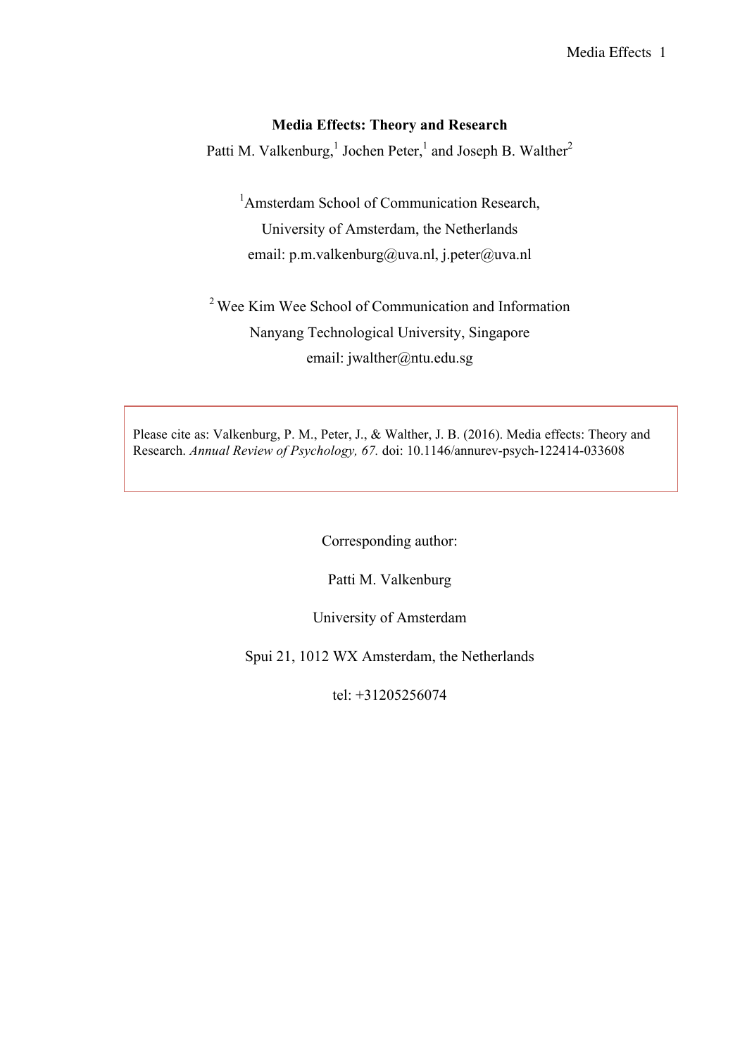**Media Effects: Theory and Research**

Patti M. Valkenburg,[1] Jochen Peter,[1] and Joseph B. Walther[2]

[1]Amsterdam School of Communication Research,
University of Amsterdam, the Netherlands
email: p.m.valkenburg@uva.nl, j.peter@uva.nl

[2] Wee Kim Wee School of Communication and Information
Nanyang Technological University, Singapore
email: jwalther@ntu.edu.sg

Please cite as: Valkenburg, P. M., Peter, J., & Walther, J. B. (2016). Media effects: Theory and Research. *Annual Review of Psychology, 67.* doi: 10.1146/annurev-psych-122414-033608

Corresponding author:

Patti M. Valkenburg

University of Amsterdam

Spui 21, 1012 WX Amsterdam, the Netherlands

tel: +31205256074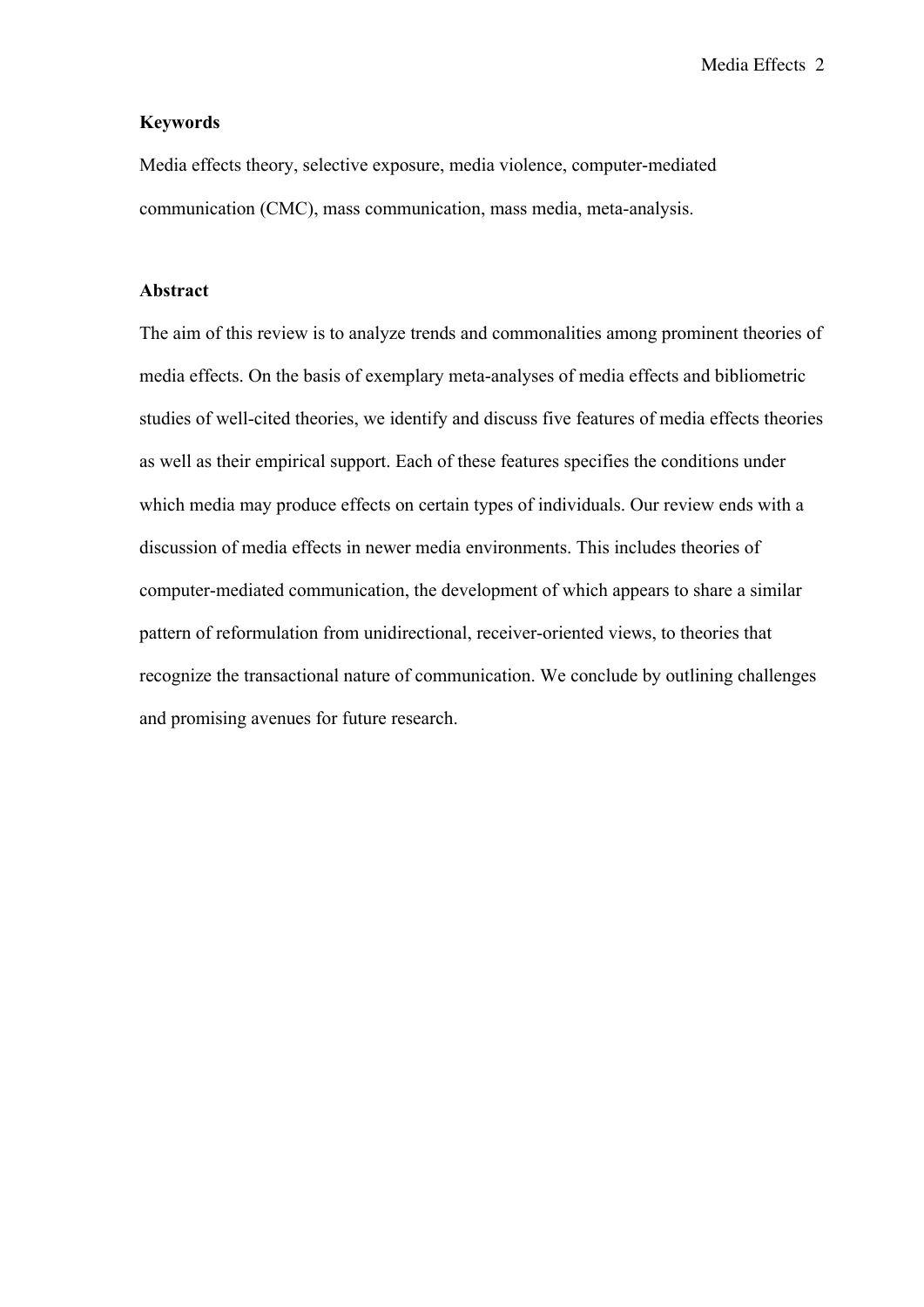**Keywords**

Media effects theory, selective exposure, media violence, computer-mediated communication (CMC), mass communication, mass media, meta-analysis.

**Abstract**

The aim of this review is to analyze trends and commonalities among prominent theories of media effects. On the basis of exemplary meta-analyses of media effects and bibliometric studies of well-cited theories, we identify and discuss five features of media effects theories as well as their empirical support. Each of these features specifies the conditions under which media may produce effects on certain types of individuals. Our review ends with a discussion of media effects in newer media environments. This includes theories of computer-mediated communication, the development of which appears to share a similar pattern of reformulation from unidirectional, receiver-oriented views, to theories that recognize the transactional nature of communication. We conclude by outlining challenges and promising avenues for future research.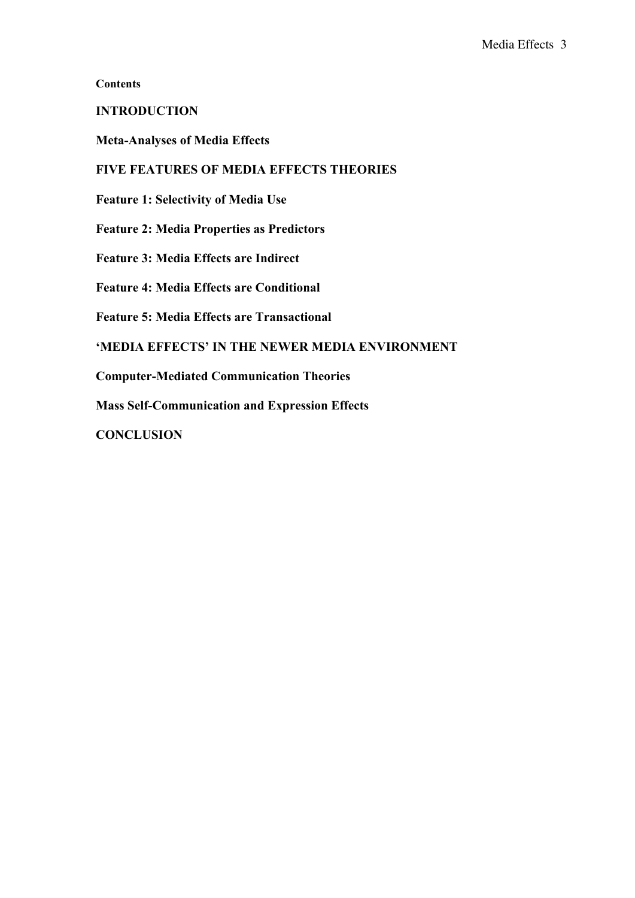**Contents**

**INTRODUCTION**

**Meta-Analyses of Media Effects**

**FIVE FEATURES OF MEDIA EFFECTS THEORIES**

**Feature 1: Selectivity of Media Use**

**Feature 2: Media Properties as Predictors**

**Feature 3: Media Effects are Indirect**

**Feature 4: Media Effects are Conditional**

**Feature 5: Media Effects are Transactional**

**'MEDIA EFFECTS' IN THE NEWER MEDIA ENVIRONMENT**

**Computer-Mediated Communication Theories**

**Mass Self-Communication and Expression Effects**

**CONCLUSION**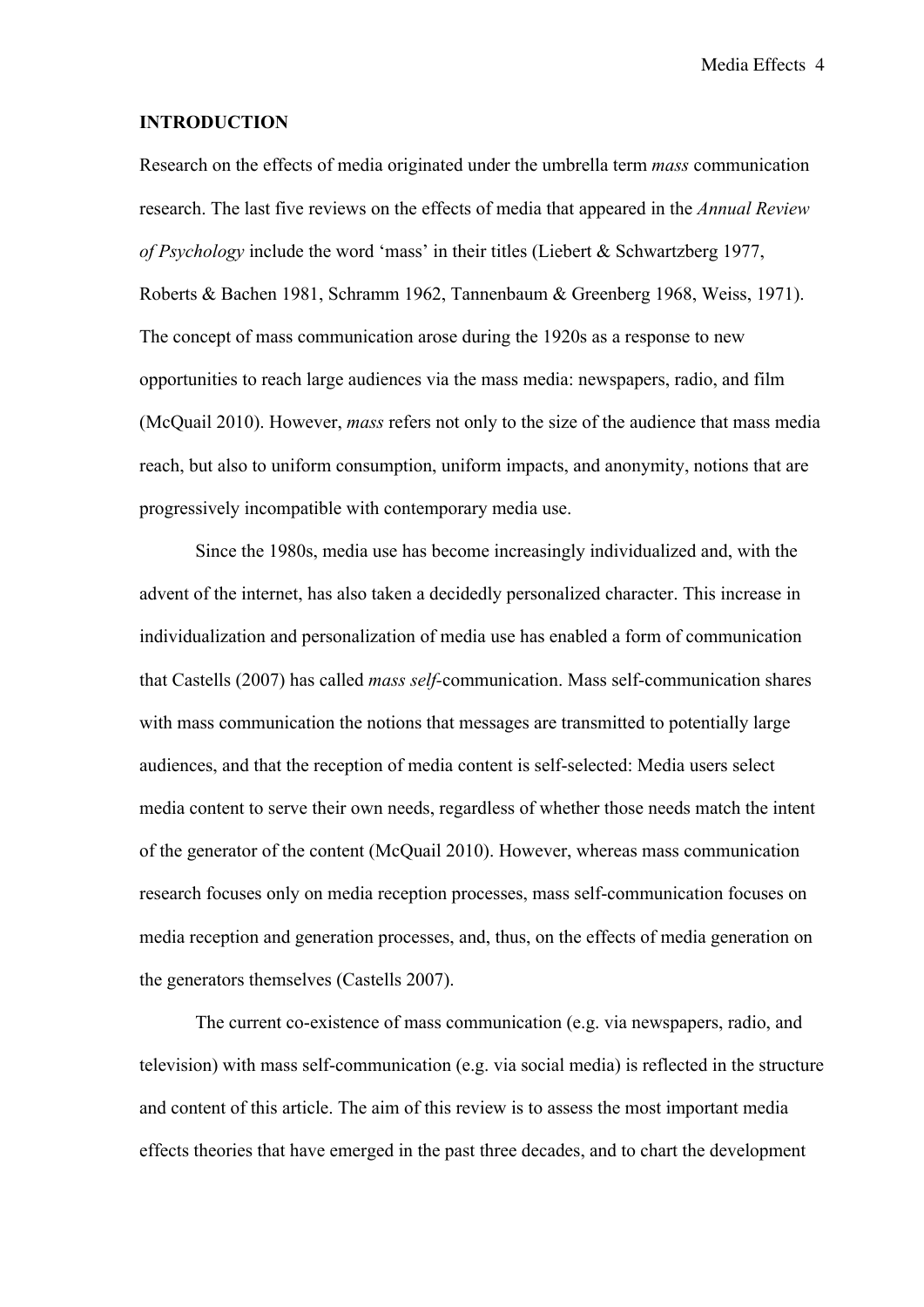## INTRODUCTION

Research on the effects of media originated under the umbrella term *mass* communication research. The last five reviews on the effects of media that appeared in the *Annual Review of Psychology* include the word 'mass' in their titles (Liebert & Schwartzberg 1977, Roberts & Bachen 1981, Schramm 1962, Tannenbaum & Greenberg 1968, Weiss, 1971). The concept of mass communication arose during the 1920s as a response to new opportunities to reach large audiences via the mass media: newspapers, radio, and film (McQuail 2010). However, *mass* refers not only to the size of the audience that mass media reach, but also to uniform consumption, uniform impacts, and anonymity, notions that are progressively incompatible with contemporary media use.

Since the 1980s, media use has become increasingly individualized and, with the advent of the internet, has also taken a decidedly personalized character. This increase in individualization and personalization of media use has enabled a form of communication that Castells (2007) has called *mass self*-communication. Mass self-communication shares with mass communication the notions that messages are transmitted to potentially large audiences, and that the reception of media content is self-selected: Media users select media content to serve their own needs, regardless of whether those needs match the intent of the generator of the content (McQuail 2010). However, whereas mass communication research focuses only on media reception processes, mass self-communication focuses on media reception and generation processes, and, thus, on the effects of media generation on the generators themselves (Castells 2007).

The current co-existence of mass communication (e.g. via newspapers, radio, and television) with mass self-communication (e.g. via social media) is reflected in the structure and content of this article. The aim of this review is to assess the most important media effects theories that have emerged in the past three decades, and to chart the development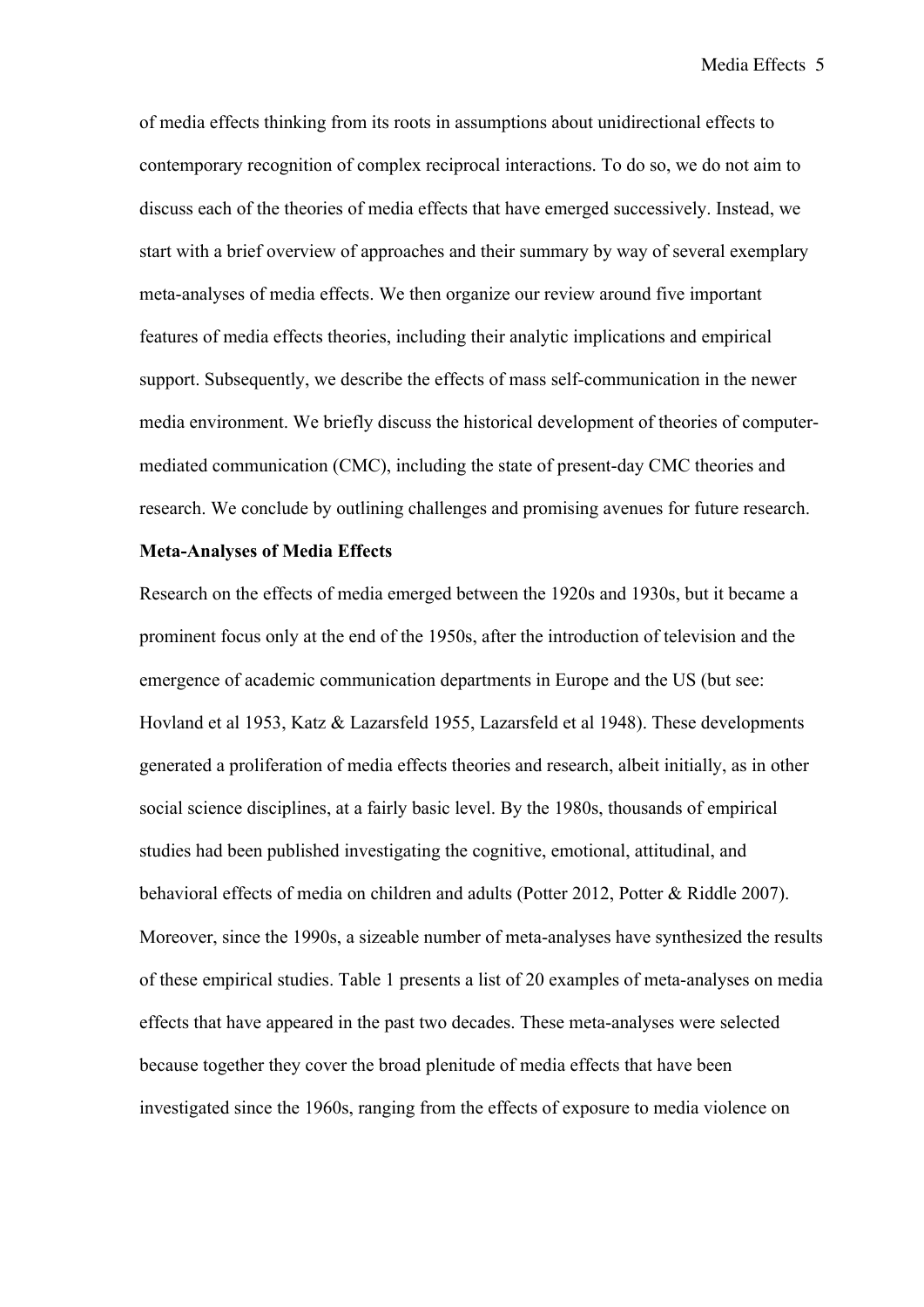of media effects thinking from its roots in assumptions about unidirectional effects to contemporary recognition of complex reciprocal interactions. To do so, we do not aim to discuss each of the theories of media effects that have emerged successively. Instead, we start with a brief overview of approaches and their summary by way of several exemplary meta-analyses of media effects. We then organize our review around five important features of media effects theories, including their analytic implications and empirical support. Subsequently, we describe the effects of mass self-communication in the newer media environment. We briefly discuss the historical development of theories of computer-mediated communication (CMC), including the state of present-day CMC theories and research. We conclude by outlining challenges and promising avenues for future research.

**Meta-Analyses of Media Effects**

Research on the effects of media emerged between the 1920s and 1930s, but it became a prominent focus only at the end of the 1950s, after the introduction of television and the emergence of academic communication departments in Europe and the US (but see: Hovland et al 1953, Katz & Lazarsfeld 1955, Lazarsfeld et al 1948). These developments generated a proliferation of media effects theories and research, albeit initially, as in other social science disciplines, at a fairly basic level. By the 1980s, thousands of empirical studies had been published investigating the cognitive, emotional, attitudinal, and behavioral effects of media on children and adults (Potter 2012, Potter & Riddle 2007). Moreover, since the 1990s, a sizeable number of meta-analyses have synthesized the results of these empirical studies. Table 1 presents a list of 20 examples of meta-analyses on media effects that have appeared in the past two decades. These meta-analyses were selected because together they cover the broad plenitude of media effects that have been investigated since the 1960s, ranging from the effects of exposure to media violence on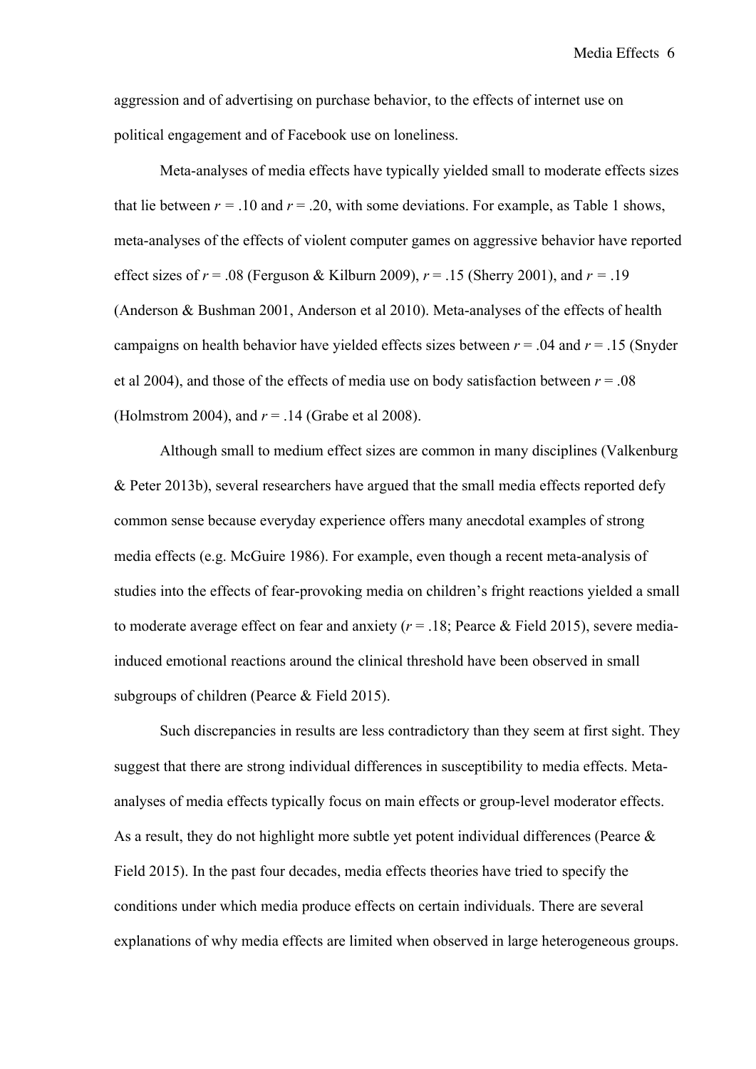aggression and of advertising on purchase behavior, to the effects of internet use on political engagement and of Facebook use on loneliness.

Meta-analyses of media effects have typically yielded small to moderate effects sizes that lie between $r$ = .10 and $r$ = .20, with some deviations. For example, as Table 1 shows, meta-analyses of the effects of violent computer games on aggressive behavior have reported effect sizes of $r$ = .08 (Ferguson & Kilburn 2009), $r$ = .15 (Sherry 2001), and $r$ = .19 (Anderson & Bushman 2001, Anderson et al 2010). Meta-analyses of the effects of health campaigns on health behavior have yielded effects sizes between $r$ = .04 and $r$ = .15 (Snyder et al 2004), and those of the effects of media use on body satisfaction between $r$ = .08 (Holmstrom 2004), and $r$ = .14 (Grabe et al 2008).

Although small to medium effect sizes are common in many disciplines (Valkenburg & Peter 2013b), several researchers have argued that the small media effects reported defy common sense because everyday experience offers many anecdotal examples of strong media effects (e.g. McGuire 1986). For example, even though a recent meta-analysis of studies into the effects of fear-provoking media on children's fright reactions yielded a small to moderate average effect on fear and anxiety ($r$ = .18; Pearce & Field 2015), severe media-induced emotional reactions around the clinical threshold have been observed in small subgroups of children (Pearce & Field 2015).

Such discrepancies in results are less contradictory than they seem at first sight. They suggest that there are strong individual differences in susceptibility to media effects. Meta-analyses of media effects typically focus on main effects or group-level moderator effects. As a result, they do not highlight more subtle yet potent individual differences (Pearce & Field 2015). In the past four decades, media effects theories have tried to specify the conditions under which media produce effects on certain individuals. There are several explanations of why media effects are limited when observed in large heterogeneous groups.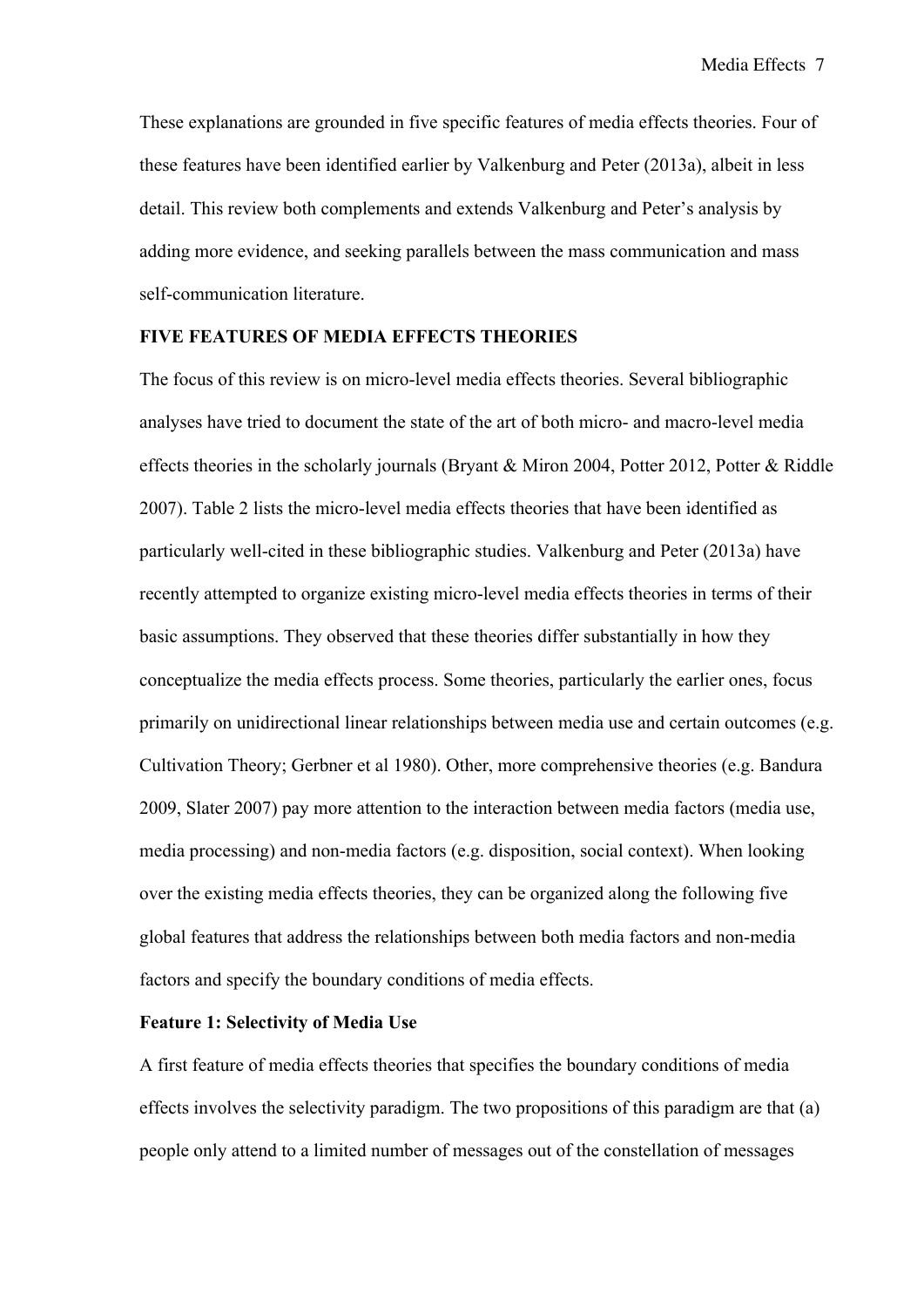These explanations are grounded in five specific features of media effects theories. Four of these features have been identified earlier by Valkenburg and Peter (2013a), albeit in less detail. This review both complements and extends Valkenburg and Peter's analysis by adding more evidence, and seeking parallels between the mass communication and mass self-communication literature.

## FIVE FEATURES OF MEDIA EFFECTS THEORIES

The focus of this review is on micro-level media effects theories. Several bibliographic analyses have tried to document the state of the art of both micro- and macro-level media effects theories in the scholarly journals (Bryant & Miron 2004, Potter 2012, Potter & Riddle 2007). Table 2 lists the micro-level media effects theories that have been identified as particularly well-cited in these bibliographic studies. Valkenburg and Peter (2013a) have recently attempted to organize existing micro-level media effects theories in terms of their basic assumptions. They observed that these theories differ substantially in how they conceptualize the media effects process. Some theories, particularly the earlier ones, focus primarily on unidirectional linear relationships between media use and certain outcomes (e.g. Cultivation Theory; Gerbner et al 1980). Other, more comprehensive theories (e.g. Bandura 2009, Slater 2007) pay more attention to the interaction between media factors (media use, media processing) and non-media factors (e.g. disposition, social context). When looking over the existing media effects theories, they can be organized along the following five global features that address the relationships between both media factors and non-media factors and specify the boundary conditions of media effects.

### Feature 1: Selectivity of Media Use

A first feature of media effects theories that specifies the boundary conditions of media effects involves the selectivity paradigm. The two propositions of this paradigm are that (a) people only attend to a limited number of messages out of the constellation of messages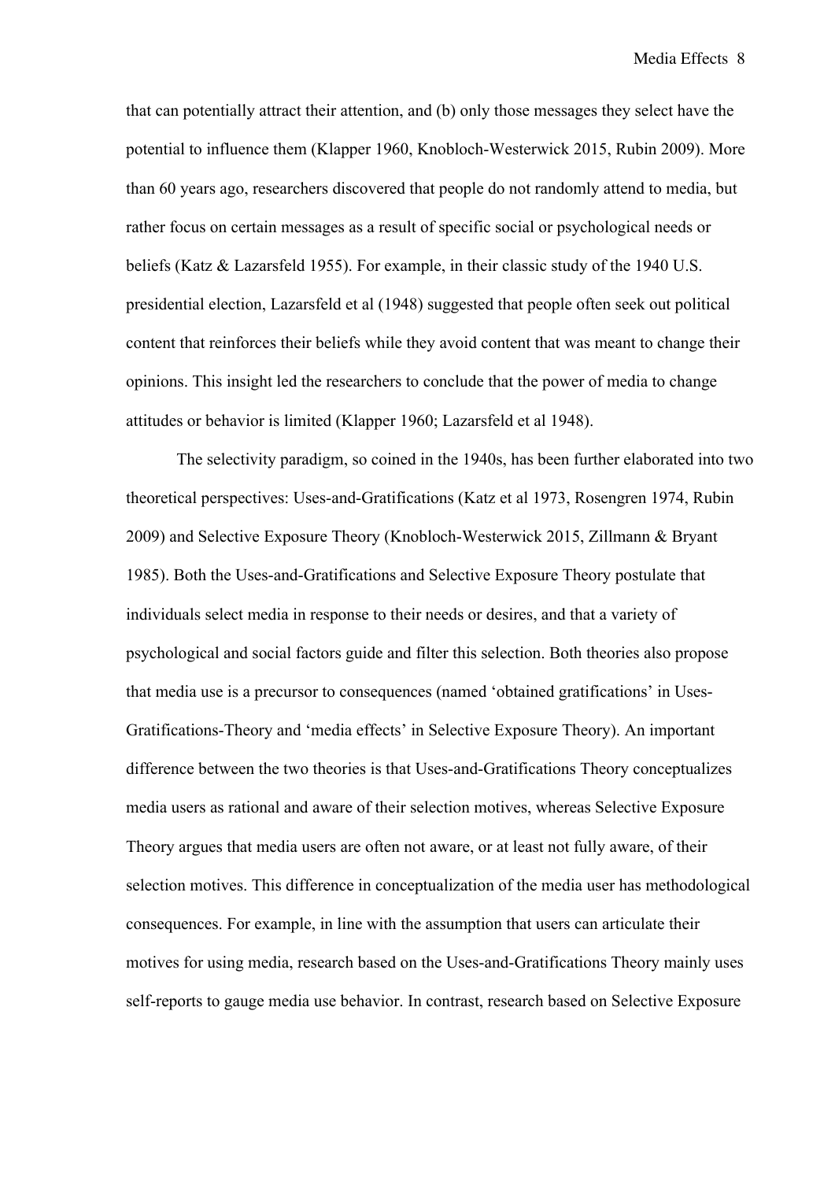that can potentially attract their attention, and (b) only those messages they select have the potential to influence them (Klapper 1960, Knobloch-Westerwick 2015, Rubin 2009). More than 60 years ago, researchers discovered that people do not randomly attend to media, but rather focus on certain messages as a result of specific social or psychological needs or beliefs (Katz & Lazarsfeld 1955). For example, in their classic study of the 1940 U.S. presidential election, Lazarsfeld et al (1948) suggested that people often seek out political content that reinforces their beliefs while they avoid content that was meant to change their opinions. This insight led the researchers to conclude that the power of media to change attitudes or behavior is limited (Klapper 1960; Lazarsfeld et al 1948).

The selectivity paradigm, so coined in the 1940s, has been further elaborated into two theoretical perspectives: Uses-and-Gratifications (Katz et al 1973, Rosengren 1974, Rubin 2009) and Selective Exposure Theory (Knobloch-Westerwick 2015, Zillmann & Bryant 1985). Both the Uses-and-Gratifications and Selective Exposure Theory postulate that individuals select media in response to their needs or desires, and that a variety of psychological and social factors guide and filter this selection. Both theories also propose that media use is a precursor to consequences (named 'obtained gratifications' in Uses-Gratifications-Theory and 'media effects' in Selective Exposure Theory). An important difference between the two theories is that Uses-and-Gratifications Theory conceptualizes media users as rational and aware of their selection motives, whereas Selective Exposure Theory argues that media users are often not aware, or at least not fully aware, of their selection motives. This difference in conceptualization of the media user has methodological consequences. For example, in line with the assumption that users can articulate their motives for using media, research based on the Uses-and-Gratifications Theory mainly uses self-reports to gauge media use behavior. In contrast, research based on Selective Exposure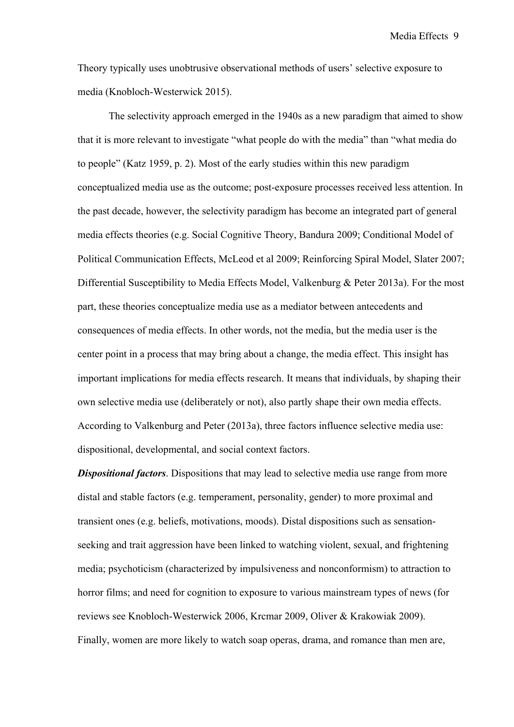Theory typically uses unobtrusive observational methods of users' selective exposure to media (Knobloch-Westerwick 2015).

The selectivity approach emerged in the 1940s as a new paradigm that aimed to show that it is more relevant to investigate "what people do with the media" than "what media do to people" (Katz 1959, p. 2). Most of the early studies within this new paradigm conceptualized media use as the outcome; post-exposure processes received less attention. In the past decade, however, the selectivity paradigm has become an integrated part of general media effects theories (e.g. Social Cognitive Theory, Bandura 2009; Conditional Model of Political Communication Effects, McLeod et al 2009; Reinforcing Spiral Model, Slater 2007; Differential Susceptibility to Media Effects Model, Valkenburg & Peter 2013a). For the most part, these theories conceptualize media use as a mediator between antecedents and consequences of media effects. In other words, not the media, but the media user is the center point in a process that may bring about a change, the media effect. This insight has important implications for media effects research. It means that individuals, by shaping their own selective media use (deliberately or not), also partly shape their own media effects. According to Valkenburg and Peter (2013a), three factors influence selective media use: dispositional, developmental, and social context factors.

***Dispositional factors***. Dispositions that may lead to selective media use range from more distal and stable factors (e.g. temperament, personality, gender) to more proximal and transient ones (e.g. beliefs, motivations, moods). Distal dispositions such as sensation-seeking and trait aggression have been linked to watching violent, sexual, and frightening media; psychoticism (characterized by impulsiveness and nonconformism) to attraction to horror films; and need for cognition to exposure to various mainstream types of news (for reviews see Knobloch-Westerwick 2006, Krcmar 2009, Oliver & Krakowiak 2009). Finally, women are more likely to watch soap operas, drama, and romance than men are,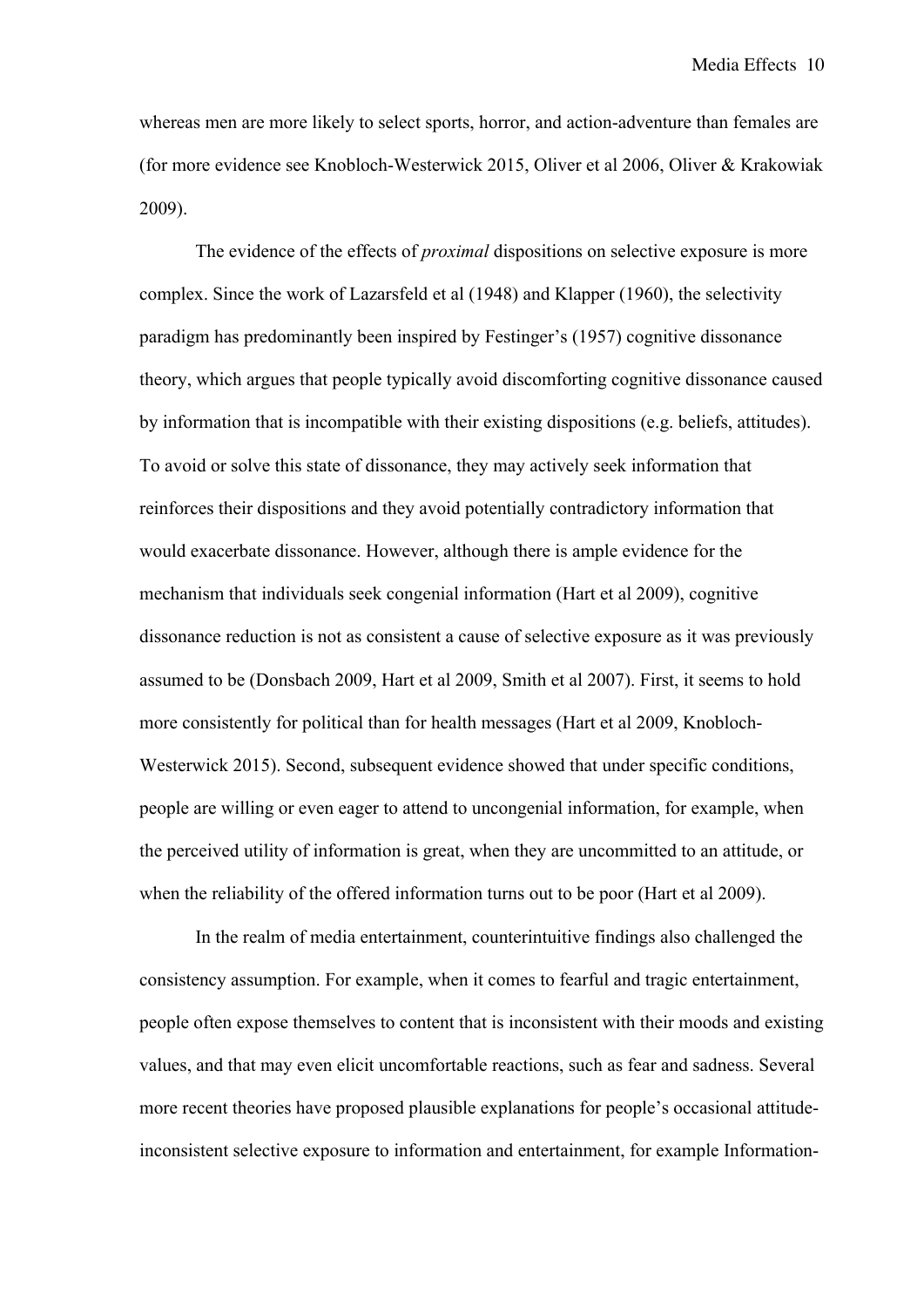whereas men are more likely to select sports, horror, and action-adventure than females are (for more evidence see Knobloch-Westerwick 2015, Oliver et al 2006, Oliver & Krakowiak 2009).

The evidence of the effects of *proximal* dispositions on selective exposure is more complex. Since the work of Lazarsfeld et al (1948) and Klapper (1960), the selectivity paradigm has predominantly been inspired by Festinger's (1957) cognitive dissonance theory, which argues that people typically avoid discomforting cognitive dissonance caused by information that is incompatible with their existing dispositions (e.g. beliefs, attitudes). To avoid or solve this state of dissonance, they may actively seek information that reinforces their dispositions and they avoid potentially contradictory information that would exacerbate dissonance. However, although there is ample evidence for the mechanism that individuals seek congenial information (Hart et al 2009), cognitive dissonance reduction is not as consistent a cause of selective exposure as it was previously assumed to be (Donsbach 2009, Hart et al 2009, Smith et al 2007). First, it seems to hold more consistently for political than for health messages (Hart et al 2009, Knobloch-Westerwick 2015). Second, subsequent evidence showed that under specific conditions, people are willing or even eager to attend to uncongenial information, for example, when the perceived utility of information is great, when they are uncommitted to an attitude, or when the reliability of the offered information turns out to be poor (Hart et al 2009).

In the realm of media entertainment, counterintuitive findings also challenged the consistency assumption. For example, when it comes to fearful and tragic entertainment, people often expose themselves to content that is inconsistent with their moods and existing values, and that may even elicit uncomfortable reactions, such as fear and sadness. Several more recent theories have proposed plausible explanations for people's occasional attitude-inconsistent selective exposure to information and entertainment, for example Information-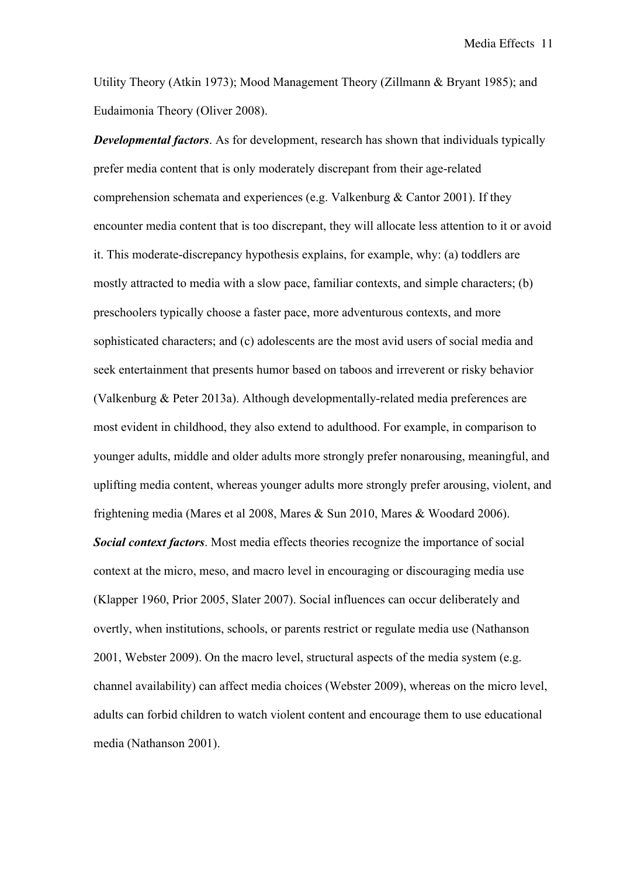Utility Theory (Atkin 1973); Mood Management Theory (Zillmann & Bryant 1985); and Eudaimonia Theory (Oliver 2008).

***Developmental factors***. As for development, research has shown that individuals typically prefer media content that is only moderately discrepant from their age-related comprehension schemata and experiences (e.g. Valkenburg & Cantor 2001). If they encounter media content that is too discrepant, they will allocate less attention to it or avoid it. This moderate-discrepancy hypothesis explains, for example, why: (a) toddlers are mostly attracted to media with a slow pace, familiar contexts, and simple characters; (b) preschoolers typically choose a faster pace, more adventurous contexts, and more sophisticated characters; and (c) adolescents are the most avid users of social media and seek entertainment that presents humor based on taboos and irreverent or risky behavior (Valkenburg & Peter 2013a). Although developmentally-related media preferences are most evident in childhood, they also extend to adulthood. For example, in comparison to younger adults, middle and older adults more strongly prefer nonarousing, meaningful, and uplifting media content, whereas younger adults more strongly prefer arousing, violent, and frightening media (Mares et al 2008, Mares & Sun 2010, Mares & Woodard 2006).

***Social context factors***. Most media effects theories recognize the importance of social context at the micro, meso, and macro level in encouraging or discouraging media use (Klapper 1960, Prior 2005, Slater 2007). Social influences can occur deliberately and overtly, when institutions, schools, or parents restrict or regulate media use (Nathanson 2001, Webster 2009). On the macro level, structural aspects of the media system (e.g. channel availability) can affect media choices (Webster 2009), whereas on the micro level, adults can forbid children to watch violent content and encourage them to use educational media (Nathanson 2001).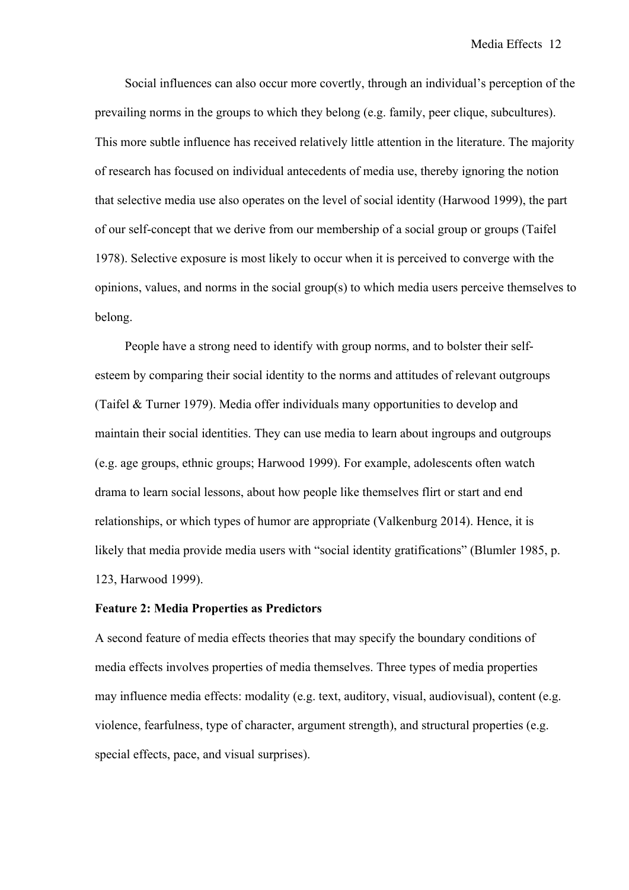Social influences can also occur more covertly, through an individual's perception of the prevailing norms in the groups to which they belong (e.g. family, peer clique, subcultures). This more subtle influence has received relatively little attention in the literature. The majority of research has focused on individual antecedents of media use, thereby ignoring the notion that selective media use also operates on the level of social identity (Harwood 1999), the part of our self-concept that we derive from our membership of a social group or groups (Taifel 1978). Selective exposure is most likely to occur when it is perceived to converge with the opinions, values, and norms in the social group(s) to which media users perceive themselves to belong.

People have a strong need to identify with group norms, and to bolster their self-esteem by comparing their social identity to the norms and attitudes of relevant outgroups (Taifel & Turner 1979). Media offer individuals many opportunities to develop and maintain their social identities. They can use media to learn about ingroups and outgroups (e.g. age groups, ethnic groups; Harwood 1999). For example, adolescents often watch drama to learn social lessons, about how people like themselves flirt or start and end relationships, or which types of humor are appropriate (Valkenburg 2014). Hence, it is likely that media provide media users with "social identity gratifications" (Blumler 1985, p. 123, Harwood 1999).

**Feature 2: Media Properties as Predictors**

A second feature of media effects theories that may specify the boundary conditions of media effects involves properties of media themselves. Three types of media properties may influence media effects: modality (e.g. text, auditory, visual, audiovisual), content (e.g. violence, fearfulness, type of character, argument strength), and structural properties (e.g. special effects, pace, and visual surprises).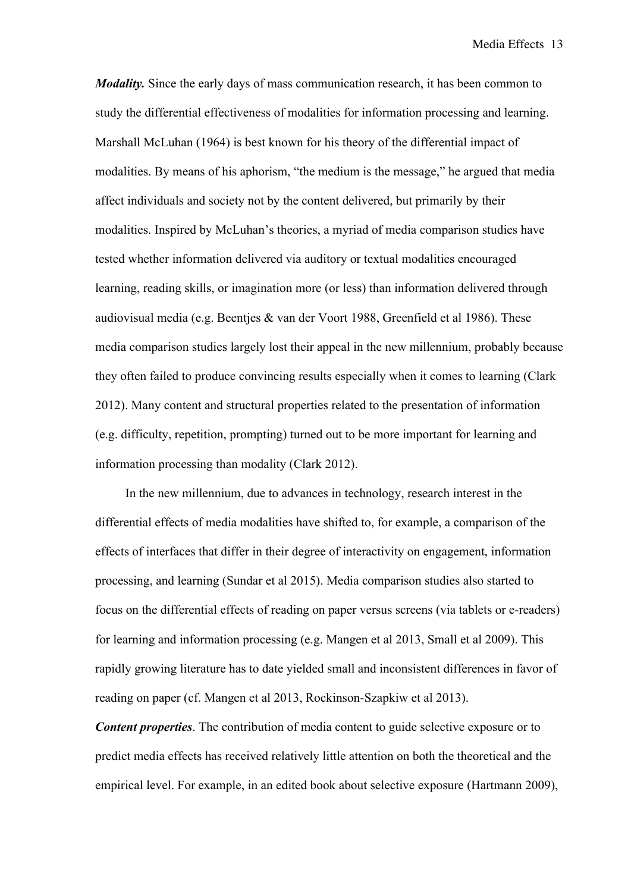***Modality.*** Since the early days of mass communication research, it has been common to study the differential effectiveness of modalities for information processing and learning. Marshall McLuhan (1964) is best known for his theory of the differential impact of modalities. By means of his aphorism, "the medium is the message," he argued that media affect individuals and society not by the content delivered, but primarily by their modalities. Inspired by McLuhan's theories, a myriad of media comparison studies have tested whether information delivered via auditory or textual modalities encouraged learning, reading skills, or imagination more (or less) than information delivered through audiovisual media (e.g. Beentjes & van der Voort 1988, Greenfield et al 1986). These media comparison studies largely lost their appeal in the new millennium, probably because they often failed to produce convincing results especially when it comes to learning (Clark 2012). Many content and structural properties related to the presentation of information (e.g. difficulty, repetition, prompting) turned out to be more important for learning and information processing than modality (Clark 2012).

In the new millennium, due to advances in technology, research interest in the differential effects of media modalities have shifted to, for example, a comparison of the effects of interfaces that differ in their degree of interactivity on engagement, information processing, and learning (Sundar et al 2015). Media comparison studies also started to focus on the differential effects of reading on paper versus screens (via tablets or e-readers) for learning and information processing (e.g. Mangen et al 2013, Small et al 2009). This rapidly growing literature has to date yielded small and inconsistent differences in favor of reading on paper (cf. Mangen et al 2013, Rockinson-Szapkiw et al 2013).

***Content properties***. The contribution of media content to guide selective exposure or to predict media effects has received relatively little attention on both the theoretical and the empirical level. For example, in an edited book about selective exposure (Hartmann 2009),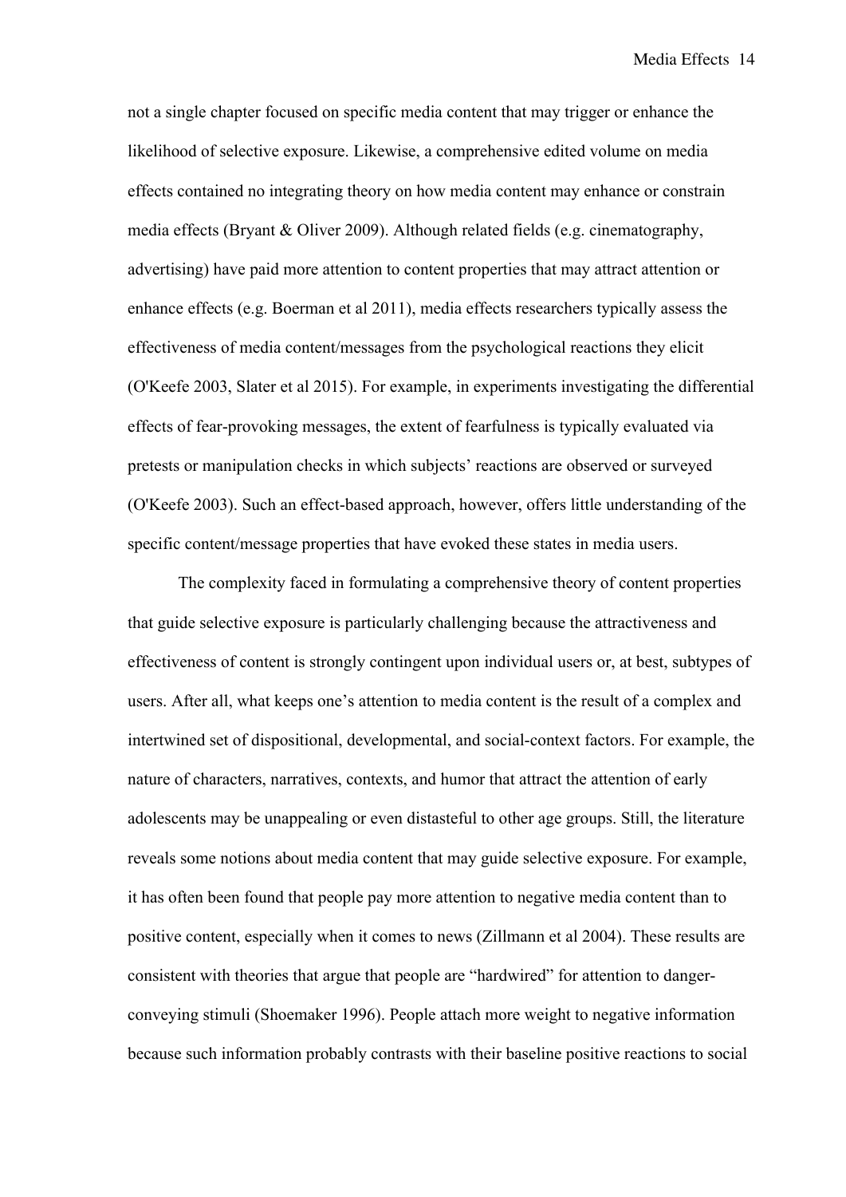not a single chapter focused on specific media content that may trigger or enhance the likelihood of selective exposure. Likewise, a comprehensive edited volume on media effects contained no integrating theory on how media content may enhance or constrain media effects (Bryant & Oliver 2009). Although related fields (e.g. cinematography, advertising) have paid more attention to content properties that may attract attention or enhance effects (e.g. Boerman et al 2011), media effects researchers typically assess the effectiveness of media content/messages from the psychological reactions they elicit (O'Keefe 2003, Slater et al 2015). For example, in experiments investigating the differential effects of fear-provoking messages, the extent of fearfulness is typically evaluated via pretests or manipulation checks in which subjects' reactions are observed or surveyed (O'Keefe 2003). Such an effect-based approach, however, offers little understanding of the specific content/message properties that have evoked these states in media users.

The complexity faced in formulating a comprehensive theory of content properties that guide selective exposure is particularly challenging because the attractiveness and effectiveness of content is strongly contingent upon individual users or, at best, subtypes of users. After all, what keeps one's attention to media content is the result of a complex and intertwined set of dispositional, developmental, and social-context factors. For example, the nature of characters, narratives, contexts, and humor that attract the attention of early adolescents may be unappealing or even distasteful to other age groups. Still, the literature reveals some notions about media content that may guide selective exposure. For example, it has often been found that people pay more attention to negative media content than to positive content, especially when it comes to news (Zillmann et al 2004). These results are consistent with theories that argue that people are "hardwired" for attention to danger-conveying stimuli (Shoemaker 1996). People attach more weight to negative information because such information probably contrasts with their baseline positive reactions to social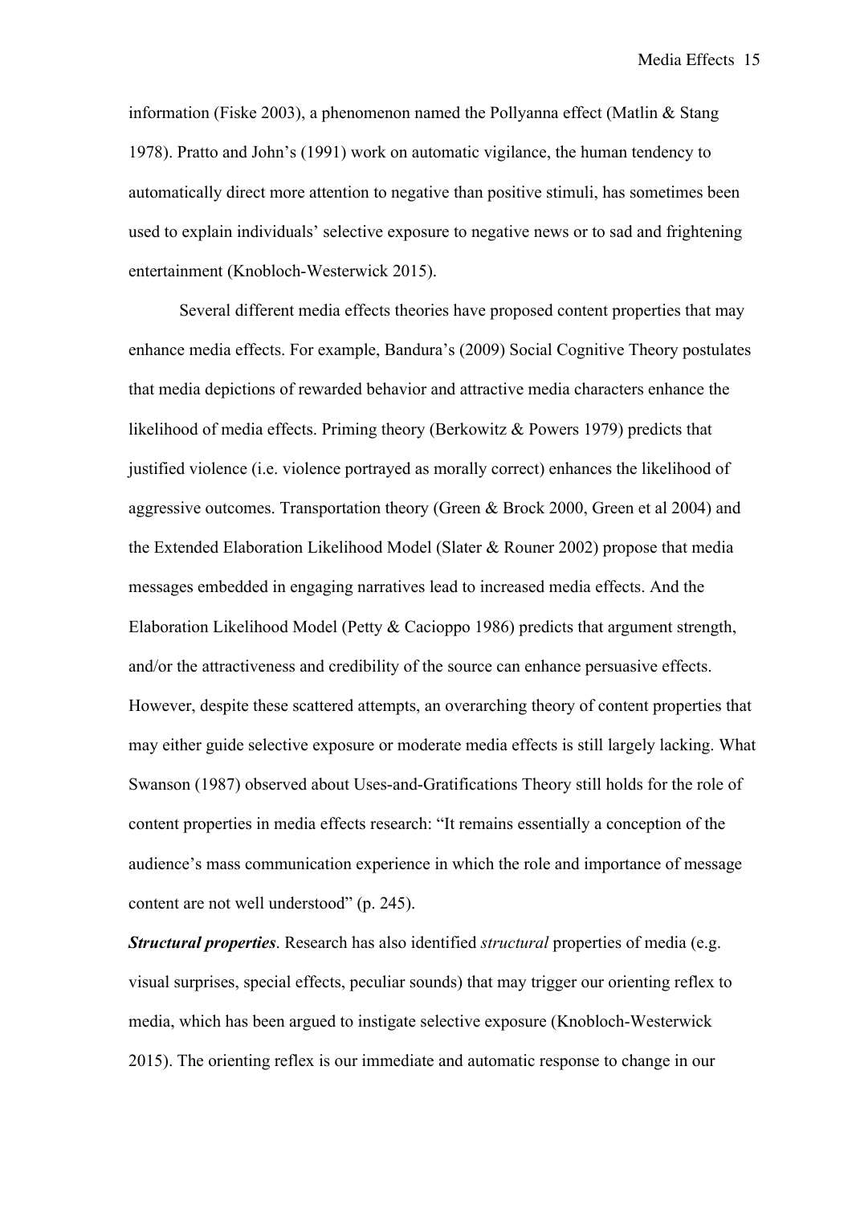information (Fiske 2003), a phenomenon named the Pollyanna effect (Matlin & Stang 1978). Pratto and John's (1991) work on automatic vigilance, the human tendency to automatically direct more attention to negative than positive stimuli, has sometimes been used to explain individuals' selective exposure to negative news or to sad and frightening entertainment (Knobloch-Westerwick 2015).

Several different media effects theories have proposed content properties that may enhance media effects. For example, Bandura's (2009) Social Cognitive Theory postulates that media depictions of rewarded behavior and attractive media characters enhance the likelihood of media effects. Priming theory (Berkowitz & Powers 1979) predicts that justified violence (i.e. violence portrayed as morally correct) enhances the likelihood of aggressive outcomes. Transportation theory (Green & Brock 2000, Green et al 2004) and the Extended Elaboration Likelihood Model (Slater & Rouner 2002) propose that media messages embedded in engaging narratives lead to increased media effects. And the Elaboration Likelihood Model (Petty & Cacioppo 1986) predicts that argument strength, and/or the attractiveness and credibility of the source can enhance persuasive effects. However, despite these scattered attempts, an overarching theory of content properties that may either guide selective exposure or moderate media effects is still largely lacking. What Swanson (1987) observed about Uses-and-Gratifications Theory still holds for the role of content properties in media effects research: "It remains essentially a conception of the audience's mass communication experience in which the role and importance of message content are not well understood" (p. 245).

***Structural properties***. Research has also identified *structural* properties of media (e.g. visual surprises, special effects, peculiar sounds) that may trigger our orienting reflex to media, which has been argued to instigate selective exposure (Knobloch-Westerwick 2015). The orienting reflex is our immediate and automatic response to change in our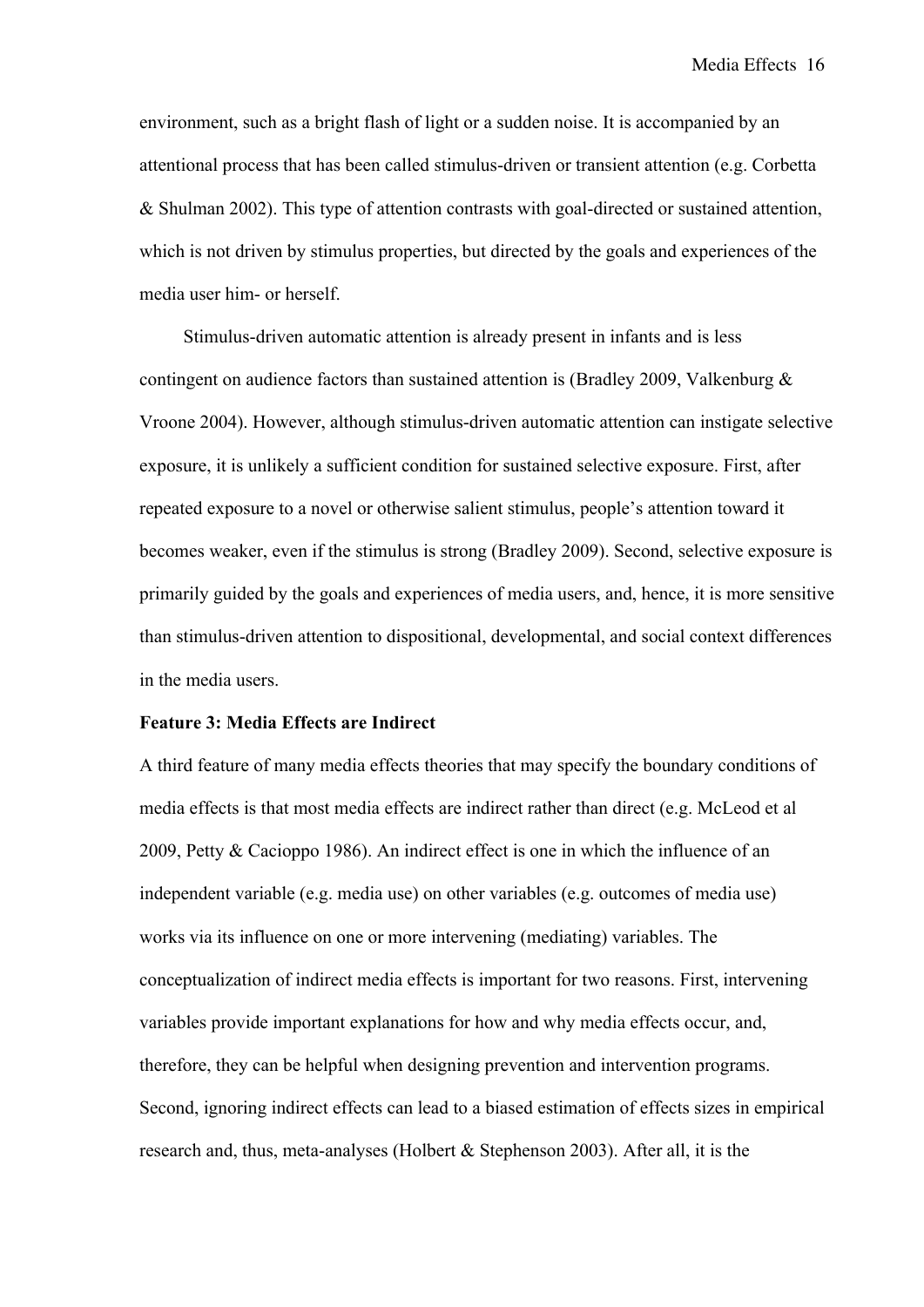environment, such as a bright flash of light or a sudden noise. It is accompanied by an attentional process that has been called stimulus-driven or transient attention (e.g. Corbetta & Shulman 2002). This type of attention contrasts with goal-directed or sustained attention, which is not driven by stimulus properties, but directed by the goals and experiences of the media user him- or herself.

Stimulus-driven automatic attention is already present in infants and is less contingent on audience factors than sustained attention is (Bradley 2009, Valkenburg & Vroone 2004). However, although stimulus-driven automatic attention can instigate selective exposure, it is unlikely a sufficient condition for sustained selective exposure. First, after repeated exposure to a novel or otherwise salient stimulus, people's attention toward it becomes weaker, even if the stimulus is strong (Bradley 2009). Second, selective exposure is primarily guided by the goals and experiences of media users, and, hence, it is more sensitive than stimulus-driven attention to dispositional, developmental, and social context differences in the media users.

**Feature 3: Media Effects are Indirect**

A third feature of many media effects theories that may specify the boundary conditions of media effects is that most media effects are indirect rather than direct (e.g. McLeod et al 2009, Petty & Cacioppo 1986). An indirect effect is one in which the influence of an independent variable (e.g. media use) on other variables (e.g. outcomes of media use) works via its influence on one or more intervening (mediating) variables. The conceptualization of indirect media effects is important for two reasons. First, intervening variables provide important explanations for how and why media effects occur, and, therefore, they can be helpful when designing prevention and intervention programs. Second, ignoring indirect effects can lead to a biased estimation of effects sizes in empirical research and, thus, meta-analyses (Holbert & Stephenson 2003). After all, it is the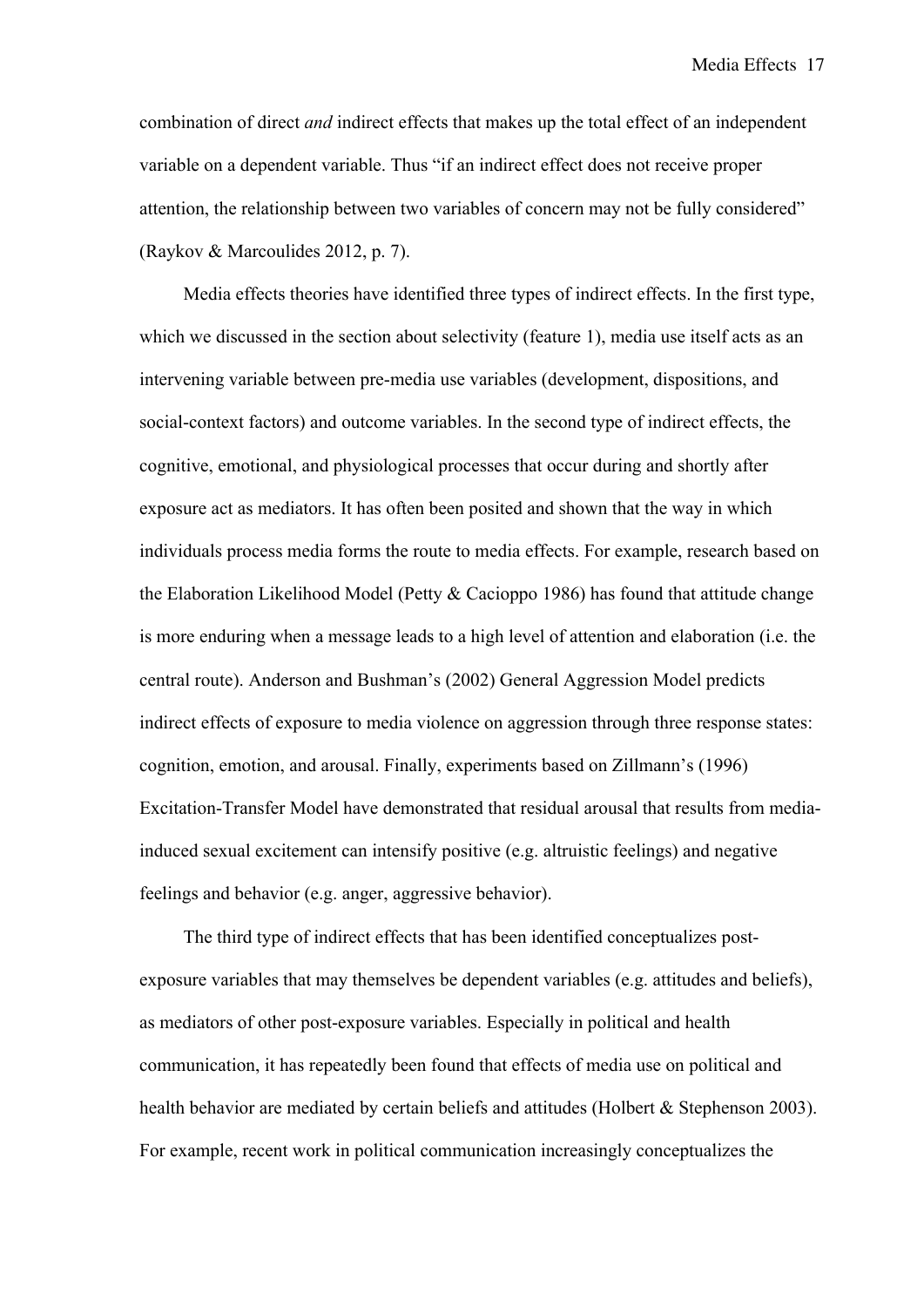combination of direct *and* indirect effects that makes up the total effect of an independent variable on a dependent variable. Thus "if an indirect effect does not receive proper attention, the relationship between two variables of concern may not be fully considered" (Raykov & Marcoulides 2012, p. 7).

Media effects theories have identified three types of indirect effects. In the first type, which we discussed in the section about selectivity (feature 1), media use itself acts as an intervening variable between pre-media use variables (development, dispositions, and social-context factors) and outcome variables. In the second type of indirect effects, the cognitive, emotional, and physiological processes that occur during and shortly after exposure act as mediators. It has often been posited and shown that the way in which individuals process media forms the route to media effects. For example, research based on the Elaboration Likelihood Model (Petty & Cacioppo 1986) has found that attitude change is more enduring when a message leads to a high level of attention and elaboration (i.e. the central route). Anderson and Bushman's (2002) General Aggression Model predicts indirect effects of exposure to media violence on aggression through three response states: cognition, emotion, and arousal. Finally, experiments based on Zillmann's (1996) Excitation-Transfer Model have demonstrated that residual arousal that results from media-induced sexual excitement can intensify positive (e.g. altruistic feelings) and negative feelings and behavior (e.g. anger, aggressive behavior).

The third type of indirect effects that has been identified conceptualizes post-exposure variables that may themselves be dependent variables (e.g. attitudes and beliefs), as mediators of other post-exposure variables. Especially in political and health communication, it has repeatedly been found that effects of media use on political and health behavior are mediated by certain beliefs and attitudes (Holbert & Stephenson 2003). For example, recent work in political communication increasingly conceptualizes the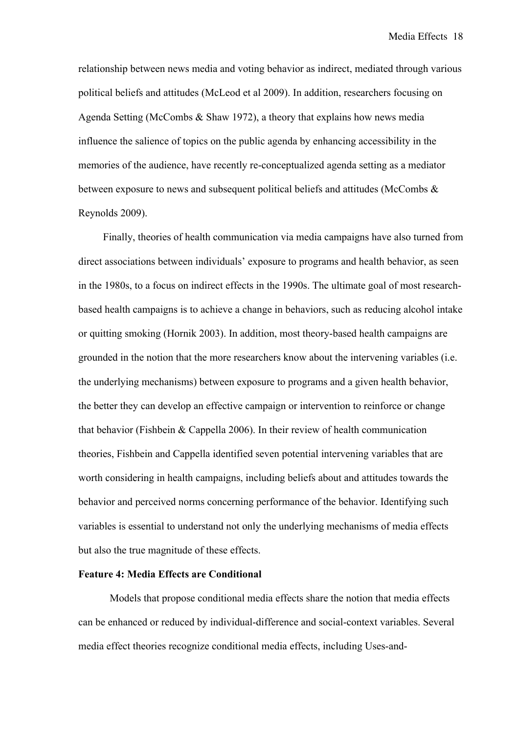relationship between news media and voting behavior as indirect, mediated through various political beliefs and attitudes (McLeod et al 2009). In addition, researchers focusing on Agenda Setting (McCombs & Shaw 1972), a theory that explains how news media influence the salience of topics on the public agenda by enhancing accessibility in the memories of the audience, have recently re-conceptualized agenda setting as a mediator between exposure to news and subsequent political beliefs and attitudes (McCombs & Reynolds 2009).

Finally, theories of health communication via media campaigns have also turned from direct associations between individuals' exposure to programs and health behavior, as seen in the 1980s, to a focus on indirect effects in the 1990s. The ultimate goal of most research-based health campaigns is to achieve a change in behaviors, such as reducing alcohol intake or quitting smoking (Hornik 2003). In addition, most theory-based health campaigns are grounded in the notion that the more researchers know about the intervening variables (i.e. the underlying mechanisms) between exposure to programs and a given health behavior, the better they can develop an effective campaign or intervention to reinforce or change that behavior (Fishbein & Cappella 2006). In their review of health communication theories, Fishbein and Cappella identified seven potential intervening variables that are worth considering in health campaigns, including beliefs about and attitudes towards the behavior and perceived norms concerning performance of the behavior. Identifying such variables is essential to understand not only the underlying mechanisms of media effects but also the true magnitude of these effects.

**Feature 4: Media Effects are Conditional**

Models that propose conditional media effects share the notion that media effects can be enhanced or reduced by individual-difference and social-context variables. Several media effect theories recognize conditional media effects, including Uses-and-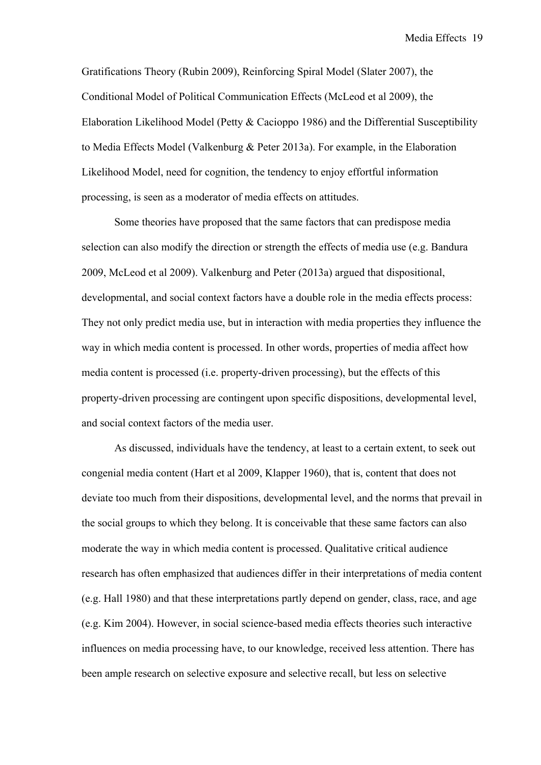Gratifications Theory (Rubin 2009), Reinforcing Spiral Model (Slater 2007), the Conditional Model of Political Communication Effects (McLeod et al 2009), the Elaboration Likelihood Model (Petty & Cacioppo 1986) and the Differential Susceptibility to Media Effects Model (Valkenburg & Peter 2013a). For example, in the Elaboration Likelihood Model, need for cognition, the tendency to enjoy effortful information processing, is seen as a moderator of media effects on attitudes.

Some theories have proposed that the same factors that can predispose media selection can also modify the direction or strength the effects of media use (e.g. Bandura 2009, McLeod et al 2009). Valkenburg and Peter (2013a) argued that dispositional, developmental, and social context factors have a double role in the media effects process: They not only predict media use, but in interaction with media properties they influence the way in which media content is processed. In other words, properties of media affect how media content is processed (i.e. property-driven processing), but the effects of this property-driven processing are contingent upon specific dispositions, developmental level, and social context factors of the media user.

As discussed, individuals have the tendency, at least to a certain extent, to seek out congenial media content (Hart et al 2009, Klapper 1960), that is, content that does not deviate too much from their dispositions, developmental level, and the norms that prevail in the social groups to which they belong. It is conceivable that these same factors can also moderate the way in which media content is processed. Qualitative critical audience research has often emphasized that audiences differ in their interpretations of media content (e.g. Hall 1980) and that these interpretations partly depend on gender, class, race, and age (e.g. Kim 2004). However, in social science-based media effects theories such interactive influences on media processing have, to our knowledge, received less attention. There has been ample research on selective exposure and selective recall, but less on selective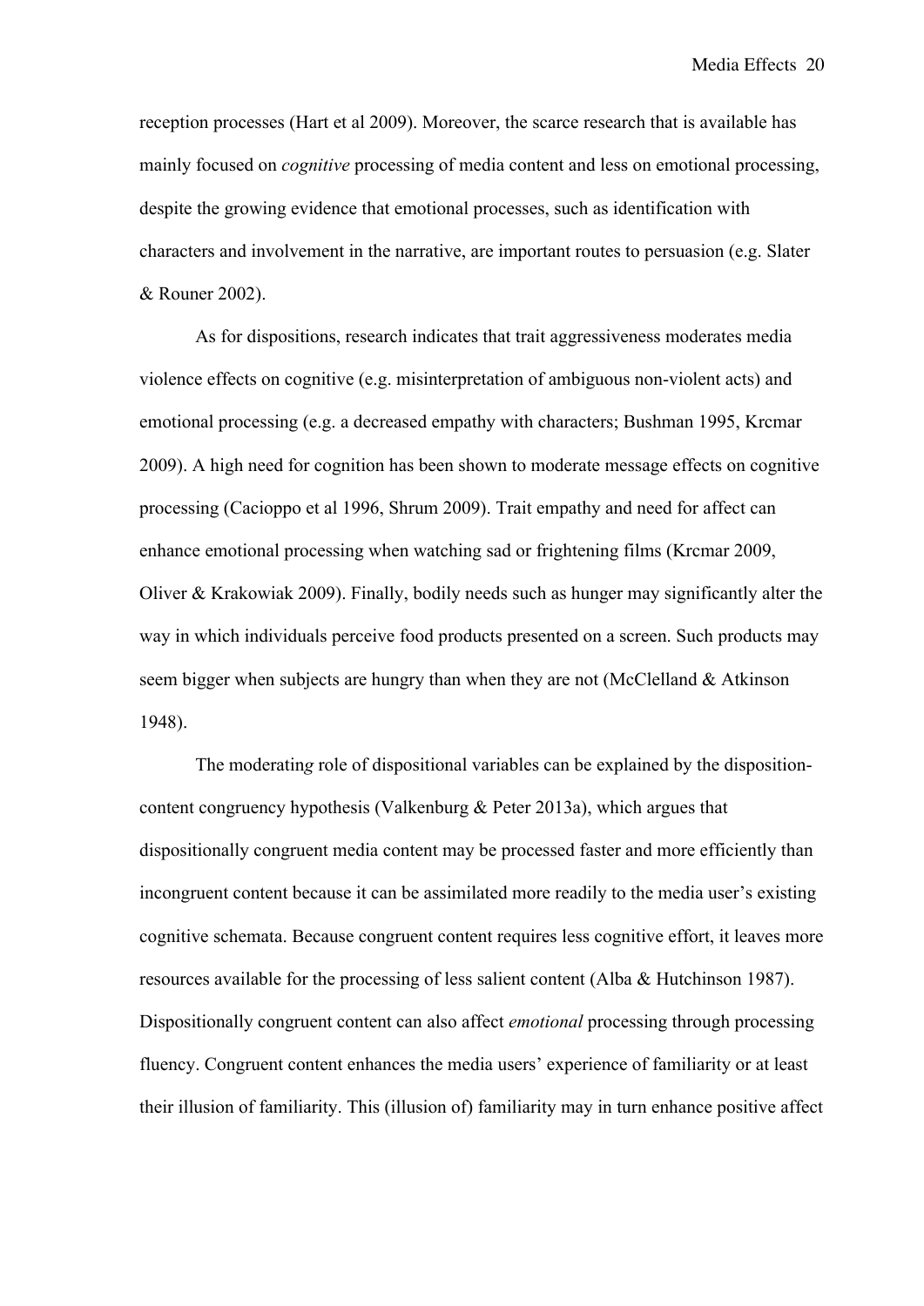reception processes (Hart et al 2009). Moreover, the scarce research that is available has mainly focused on *cognitive* processing of media content and less on emotional processing, despite the growing evidence that emotional processes, such as identification with characters and involvement in the narrative, are important routes to persuasion (e.g. Slater & Rouner 2002).

As for dispositions, research indicates that trait aggressiveness moderates media violence effects on cognitive (e.g. misinterpretation of ambiguous non-violent acts) and emotional processing (e.g. a decreased empathy with characters; Bushman 1995, Krcmar 2009). A high need for cognition has been shown to moderate message effects on cognitive processing (Cacioppo et al 1996, Shrum 2009). Trait empathy and need for affect can enhance emotional processing when watching sad or frightening films (Krcmar 2009, Oliver & Krakowiak 2009). Finally, bodily needs such as hunger may significantly alter the way in which individuals perceive food products presented on a screen. Such products may seem bigger when subjects are hungry than when they are not (McClelland & Atkinson 1948).

The moderating role of dispositional variables can be explained by the disposition-content congruency hypothesis (Valkenburg & Peter 2013a), which argues that dispositionally congruent media content may be processed faster and more efficiently than incongruent content because it can be assimilated more readily to the media user's existing cognitive schemata. Because congruent content requires less cognitive effort, it leaves more resources available for the processing of less salient content (Alba & Hutchinson 1987). Dispositionally congruent content can also affect *emotional* processing through processing fluency. Congruent content enhances the media users' experience of familiarity or at least their illusion of familiarity. This (illusion of) familiarity may in turn enhance positive affect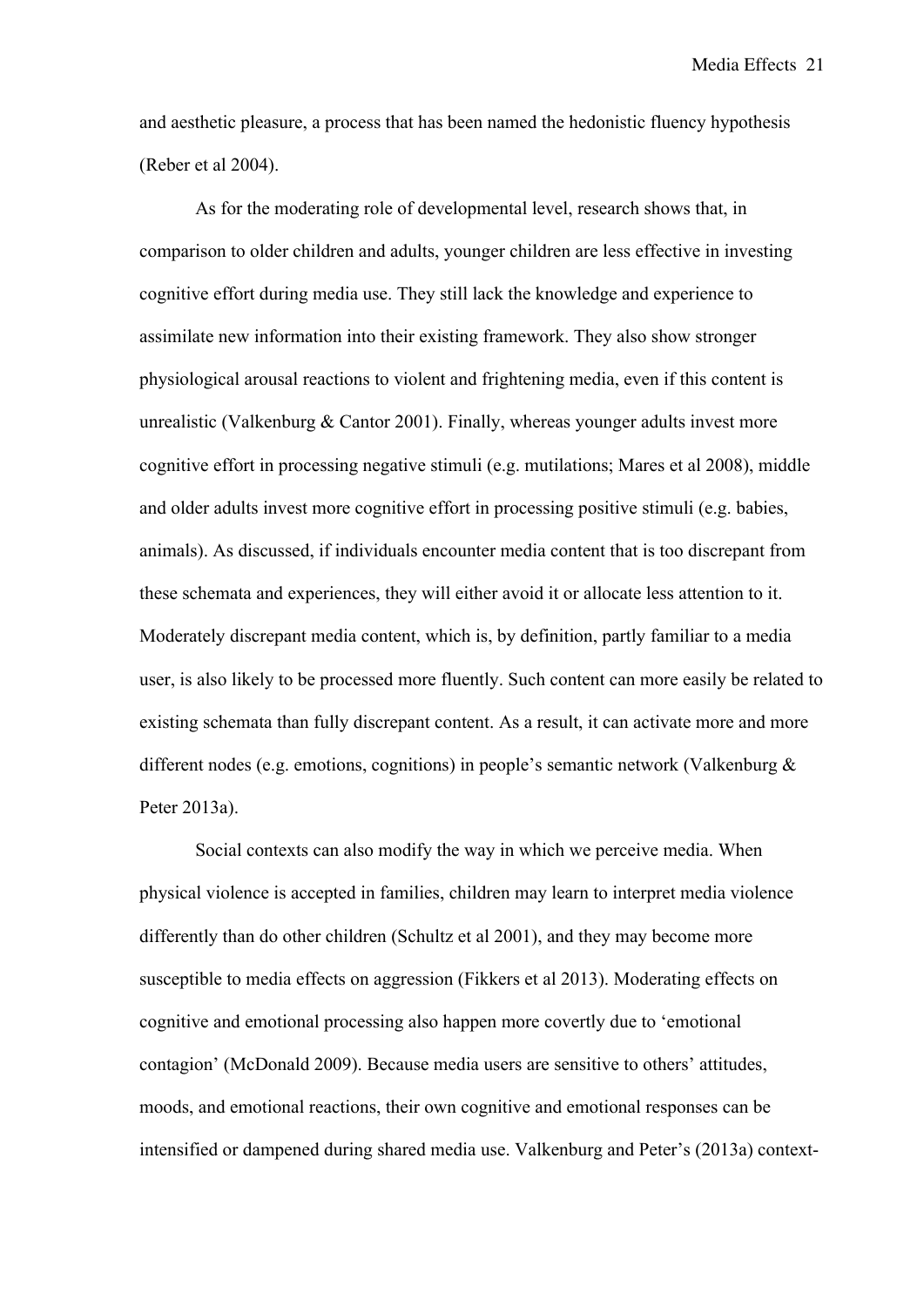and aesthetic pleasure, a process that has been named the hedonistic fluency hypothesis (Reber et al 2004).

As for the moderating role of developmental level, research shows that, in comparison to older children and adults, younger children are less effective in investing cognitive effort during media use. They still lack the knowledge and experience to assimilate new information into their existing framework. They also show stronger physiological arousal reactions to violent and frightening media, even if this content is unrealistic (Valkenburg & Cantor 2001). Finally, whereas younger adults invest more cognitive effort in processing negative stimuli (e.g. mutilations; Mares et al 2008), middle and older adults invest more cognitive effort in processing positive stimuli (e.g. babies, animals). As discussed, if individuals encounter media content that is too discrepant from these schemata and experiences, they will either avoid it or allocate less attention to it. Moderately discrepant media content, which is, by definition, partly familiar to a media user, is also likely to be processed more fluently. Such content can more easily be related to existing schemata than fully discrepant content. As a result, it can activate more and more different nodes (e.g. emotions, cognitions) in people's semantic network (Valkenburg & Peter 2013a).

Social contexts can also modify the way in which we perceive media. When physical violence is accepted in families, children may learn to interpret media violence differently than do other children (Schultz et al 2001), and they may become more susceptible to media effects on aggression (Fikkers et al 2013). Moderating effects on cognitive and emotional processing also happen more covertly due to 'emotional contagion' (McDonald 2009). Because media users are sensitive to others' attitudes, moods, and emotional reactions, their own cognitive and emotional responses can be intensified or dampened during shared media use. Valkenburg and Peter's (2013a) context-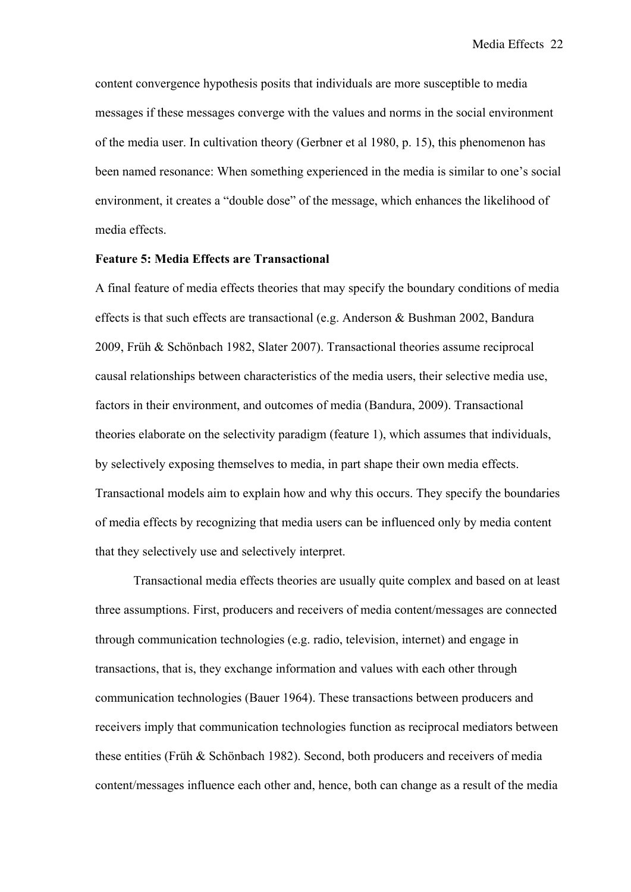content convergence hypothesis posits that individuals are more susceptible to media messages if these messages converge with the values and norms in the social environment of the media user. In cultivation theory (Gerbner et al 1980, p. 15), this phenomenon has been named resonance: When something experienced in the media is similar to one's social environment, it creates a "double dose" of the message, which enhances the likelihood of media effects.

**Feature 5: Media Effects are Transactional**

A final feature of media effects theories that may specify the boundary conditions of media effects is that such effects are transactional (e.g. Anderson & Bushman 2002, Bandura 2009, Früh & Schönbach 1982, Slater 2007). Transactional theories assume reciprocal causal relationships between characteristics of the media users, their selective media use, factors in their environment, and outcomes of media (Bandura, 2009). Transactional theories elaborate on the selectivity paradigm (feature 1), which assumes that individuals, by selectively exposing themselves to media, in part shape their own media effects. Transactional models aim to explain how and why this occurs. They specify the boundaries of media effects by recognizing that media users can be influenced only by media content that they selectively use and selectively interpret.

Transactional media effects theories are usually quite complex and based on at least three assumptions. First, producers and receivers of media content/messages are connected through communication technologies (e.g. radio, television, internet) and engage in transactions, that is, they exchange information and values with each other through communication technologies (Bauer 1964). These transactions between producers and receivers imply that communication technologies function as reciprocal mediators between these entities (Früh & Schönbach 1982). Second, both producers and receivers of media content/messages influence each other and, hence, both can change as a result of the media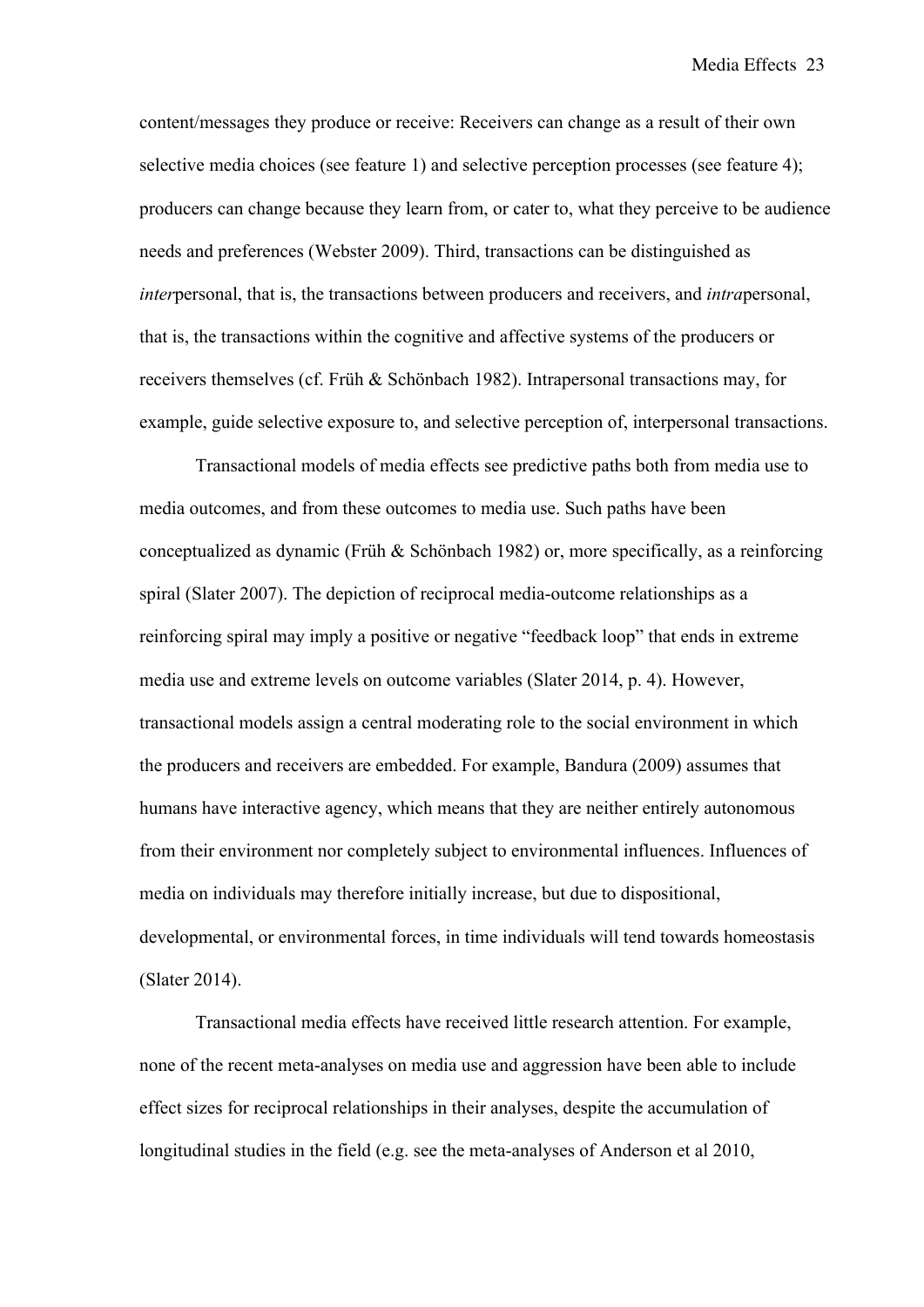content/messages they produce or receive: Receivers can change as a result of their own selective media choices (see feature 1) and selective perception processes (see feature 4); producers can change because they learn from, or cater to, what they perceive to be audience needs and preferences (Webster 2009). Third, transactions can be distinguished as *inter*personal, that is, the transactions between producers and receivers, and *intra*personal, that is, the transactions within the cognitive and affective systems of the producers or receivers themselves (cf. Früh & Schönbach 1982). Intrapersonal transactions may, for example, guide selective exposure to, and selective perception of, interpersonal transactions.

Transactional models of media effects see predictive paths both from media use to media outcomes, and from these outcomes to media use. Such paths have been conceptualized as dynamic (Früh & Schönbach 1982) or, more specifically, as a reinforcing spiral (Slater 2007). The depiction of reciprocal media-outcome relationships as a reinforcing spiral may imply a positive or negative "feedback loop" that ends in extreme media use and extreme levels on outcome variables (Slater 2014, p. 4). However, transactional models assign a central moderating role to the social environment in which the producers and receivers are embedded. For example, Bandura (2009) assumes that humans have interactive agency, which means that they are neither entirely autonomous from their environment nor completely subject to environmental influences. Influences of media on individuals may therefore initially increase, but due to dispositional, developmental, or environmental forces, in time individuals will tend towards homeostasis (Slater 2014).

Transactional media effects have received little research attention. For example, none of the recent meta-analyses on media use and aggression have been able to include effect sizes for reciprocal relationships in their analyses, despite the accumulation of longitudinal studies in the field (e.g. see the meta-analyses of Anderson et al 2010,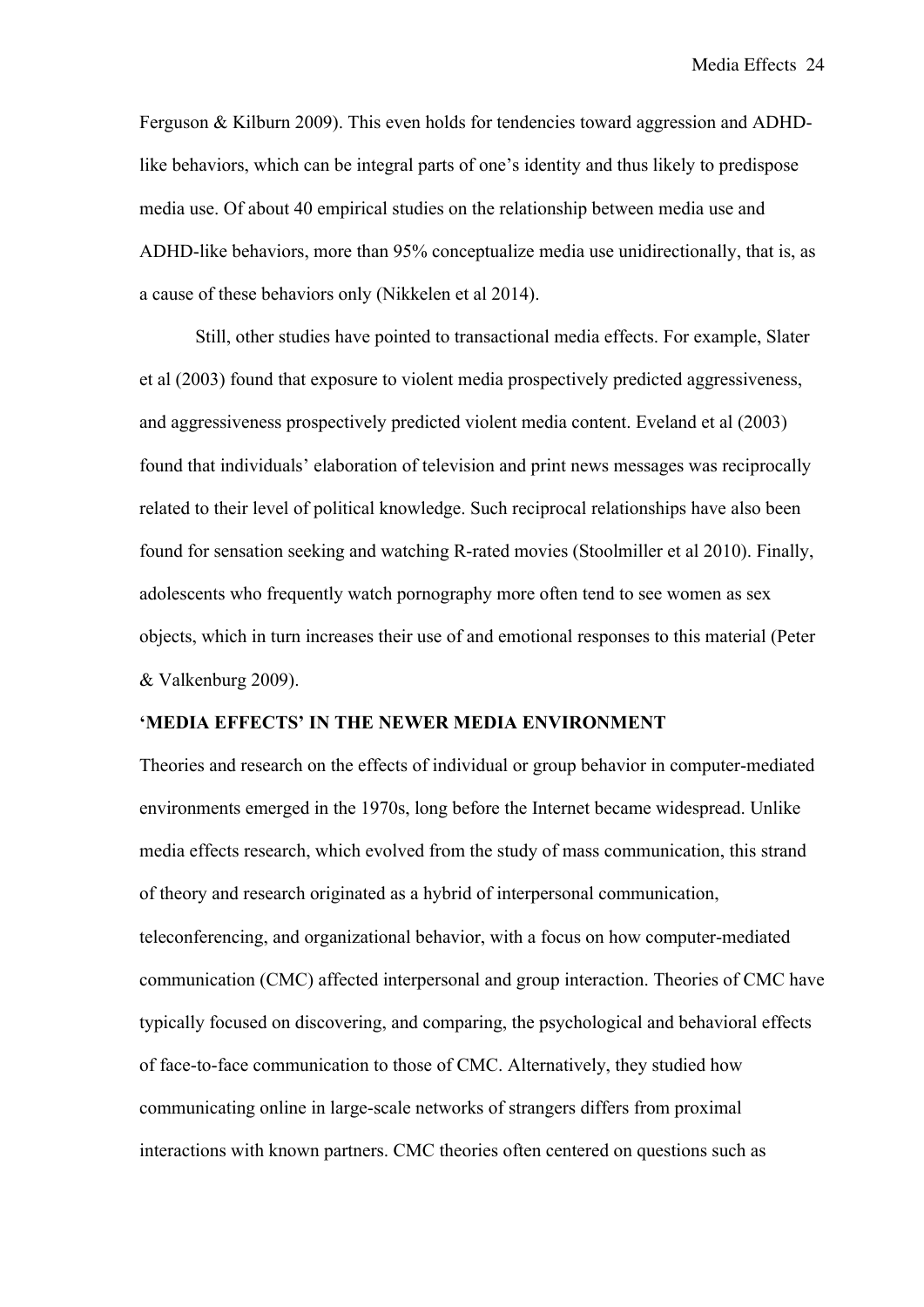Ferguson & Kilburn 2009). This even holds for tendencies toward aggression and ADHD-like behaviors, which can be integral parts of one's identity and thus likely to predispose media use. Of about 40 empirical studies on the relationship between media use and ADHD-like behaviors, more than 95% conceptualize media use unidirectionally, that is, as a cause of these behaviors only (Nikkelen et al 2014).

Still, other studies have pointed to transactional media effects. For example, Slater et al (2003) found that exposure to violent media prospectively predicted aggressiveness, and aggressiveness prospectively predicted violent media content. Eveland et al (2003) found that individuals' elaboration of television and print news messages was reciprocally related to their level of political knowledge. Such reciprocal relationships have also been found for sensation seeking and watching R-rated movies (Stoolmiller et al 2010). Finally, adolescents who frequently watch pornography more often tend to see women as sex objects, which in turn increases their use of and emotional responses to this material (Peter & Valkenburg 2009).

## 'MEDIA EFFECTS' IN THE NEWER MEDIA ENVIRONMENT

Theories and research on the effects of individual or group behavior in computer-mediated environments emerged in the 1970s, long before the Internet became widespread. Unlike media effects research, which evolved from the study of mass communication, this strand of theory and research originated as a hybrid of interpersonal communication, teleconferencing, and organizational behavior, with a focus on how computer-mediated communication (CMC) affected interpersonal and group interaction. Theories of CMC have typically focused on discovering, and comparing, the psychological and behavioral effects of face-to-face communication to those of CMC. Alternatively, they studied how communicating online in large-scale networks of strangers differs from proximal interactions with known partners. CMC theories often centered on questions such as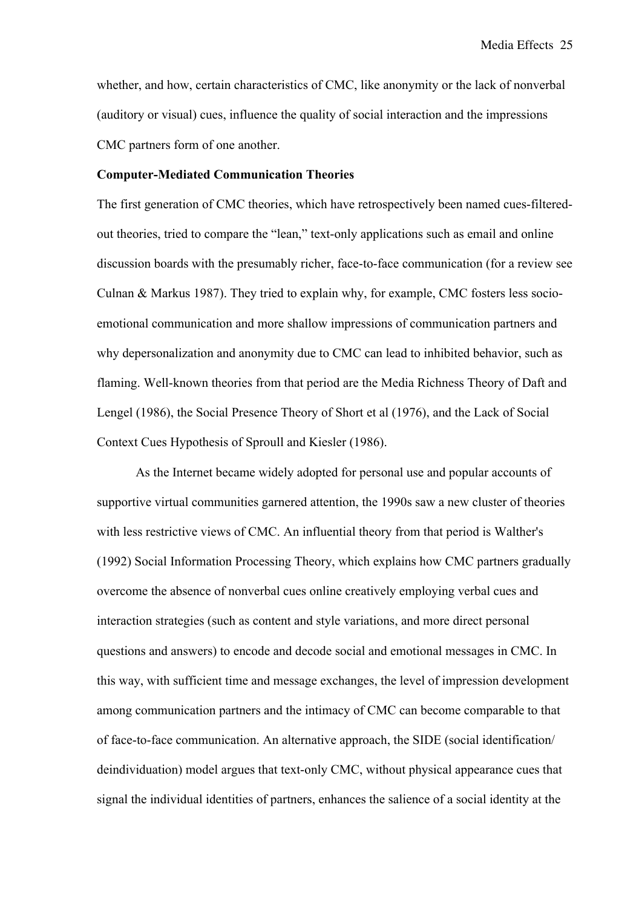whether, and how, certain characteristics of CMC, like anonymity or the lack of nonverbal (auditory or visual) cues, influence the quality of social interaction and the impressions CMC partners form of one another.

**Computer-Mediated Communication Theories**

The first generation of CMC theories, which have retrospectively been named cues-filtered-out theories, tried to compare the "lean," text-only applications such as email and online discussion boards with the presumably richer, face-to-face communication (for a review see Culnan & Markus 1987). They tried to explain why, for example, CMC fosters less socio-emotional communication and more shallow impressions of communication partners and why depersonalization and anonymity due to CMC can lead to inhibited behavior, such as flaming. Well-known theories from that period are the Media Richness Theory of Daft and Lengel (1986), the Social Presence Theory of Short et al (1976), and the Lack of Social Context Cues Hypothesis of Sproull and Kiesler (1986).

As the Internet became widely adopted for personal use and popular accounts of supportive virtual communities garnered attention, the 1990s saw a new cluster of theories with less restrictive views of CMC. An influential theory from that period is Walther's (1992) Social Information Processing Theory, which explains how CMC partners gradually overcome the absence of nonverbal cues online creatively employing verbal cues and interaction strategies (such as content and style variations, and more direct personal questions and answers) to encode and decode social and emotional messages in CMC. In this way, with sufficient time and message exchanges, the level of impression development among communication partners and the intimacy of CMC can become comparable to that of face-to-face communication. An alternative approach, the SIDE (social identification/ deindividuation) model argues that text-only CMC, without physical appearance cues that signal the individual identities of partners, enhances the salience of a social identity at the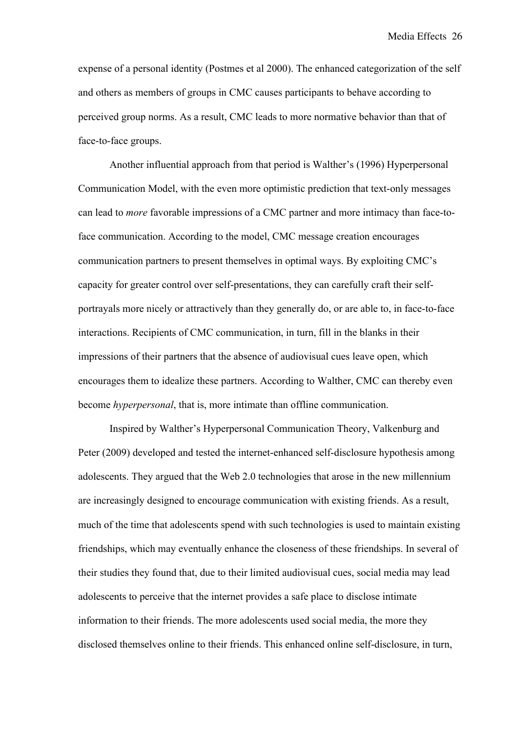expense of a personal identity (Postmes et al 2000). The enhanced categorization of the self and others as members of groups in CMC causes participants to behave according to perceived group norms. As a result, CMC leads to more normative behavior than that of face-to-face groups.

Another influential approach from that period is Walther's (1996) Hyperpersonal Communication Model, with the even more optimistic prediction that text-only messages can lead to *more* favorable impressions of a CMC partner and more intimacy than face-to-face communication. According to the model, CMC message creation encourages communication partners to present themselves in optimal ways. By exploiting CMC's capacity for greater control over self-presentations, they can carefully craft their self-portrayals more nicely or attractively than they generally do, or are able to, in face-to-face interactions. Recipients of CMC communication, in turn, fill in the blanks in their impressions of their partners that the absence of audiovisual cues leave open, which encourages them to idealize these partners. According to Walther, CMC can thereby even become *hyperpersonal*, that is, more intimate than offline communication.

Inspired by Walther's Hyperpersonal Communication Theory, Valkenburg and Peter (2009) developed and tested the internet-enhanced self-disclosure hypothesis among adolescents. They argued that the Web 2.0 technologies that arose in the new millennium are increasingly designed to encourage communication with existing friends. As a result, much of the time that adolescents spend with such technologies is used to maintain existing friendships, which may eventually enhance the closeness of these friendships. In several of their studies they found that, due to their limited audiovisual cues, social media may lead adolescents to perceive that the internet provides a safe place to disclose intimate information to their friends. The more adolescents used social media, the more they disclosed themselves online to their friends. This enhanced online self-disclosure, in turn,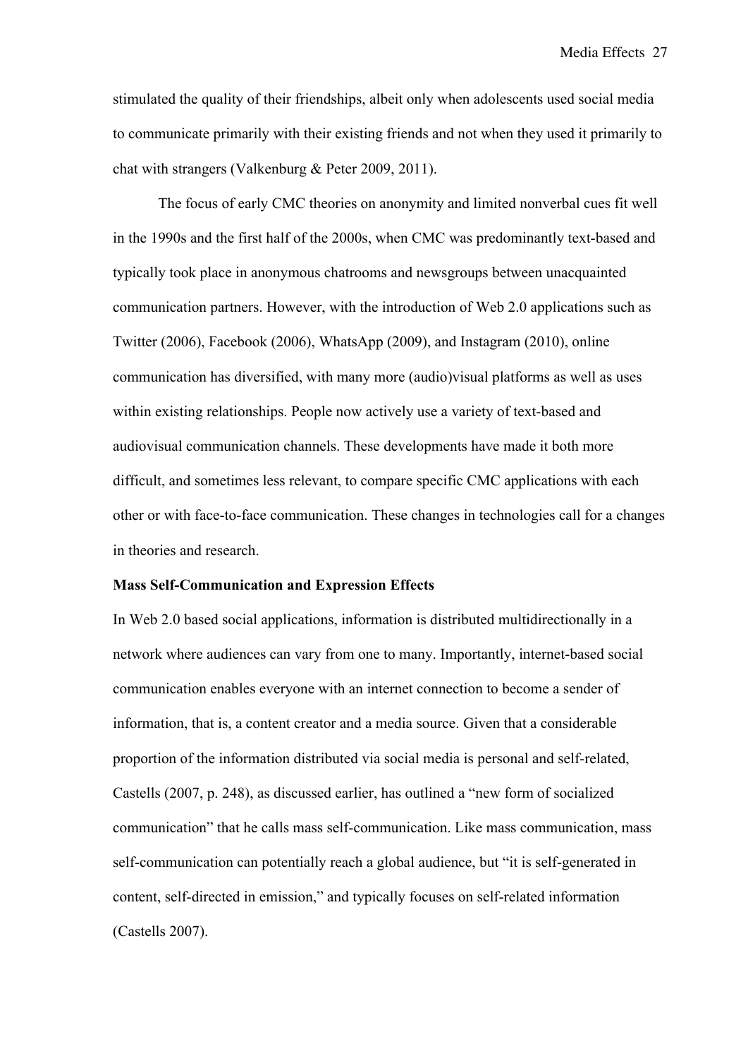stimulated the quality of their friendships, albeit only when adolescents used social media to communicate primarily with their existing friends and not when they used it primarily to chat with strangers (Valkenburg & Peter 2009, 2011).

The focus of early CMC theories on anonymity and limited nonverbal cues fit well in the 1990s and the first half of the 2000s, when CMC was predominantly text-based and typically took place in anonymous chatrooms and newsgroups between unacquainted communication partners. However, with the introduction of Web 2.0 applications such as Twitter (2006), Facebook (2006), WhatsApp (2009), and Instagram (2010), online communication has diversified, with many more (audio)visual platforms as well as uses within existing relationships. People now actively use a variety of text-based and audiovisual communication channels. These developments have made it both more difficult, and sometimes less relevant, to compare specific CMC applications with each other or with face-to-face communication. These changes in technologies call for a changes in theories and research.

**Mass Self-Communication and Expression Effects**

In Web 2.0 based social applications, information is distributed multidirectionally in a network where audiences can vary from one to many. Importantly, internet-based social communication enables everyone with an internet connection to become a sender of information, that is, a content creator and a media source. Given that a considerable proportion of the information distributed via social media is personal and self-related, Castells (2007, p. 248), as discussed earlier, has outlined a "new form of socialized communication" that he calls mass self-communication. Like mass communication, mass self-communication can potentially reach a global audience, but "it is self-generated in content, self-directed in emission," and typically focuses on self-related information (Castells 2007).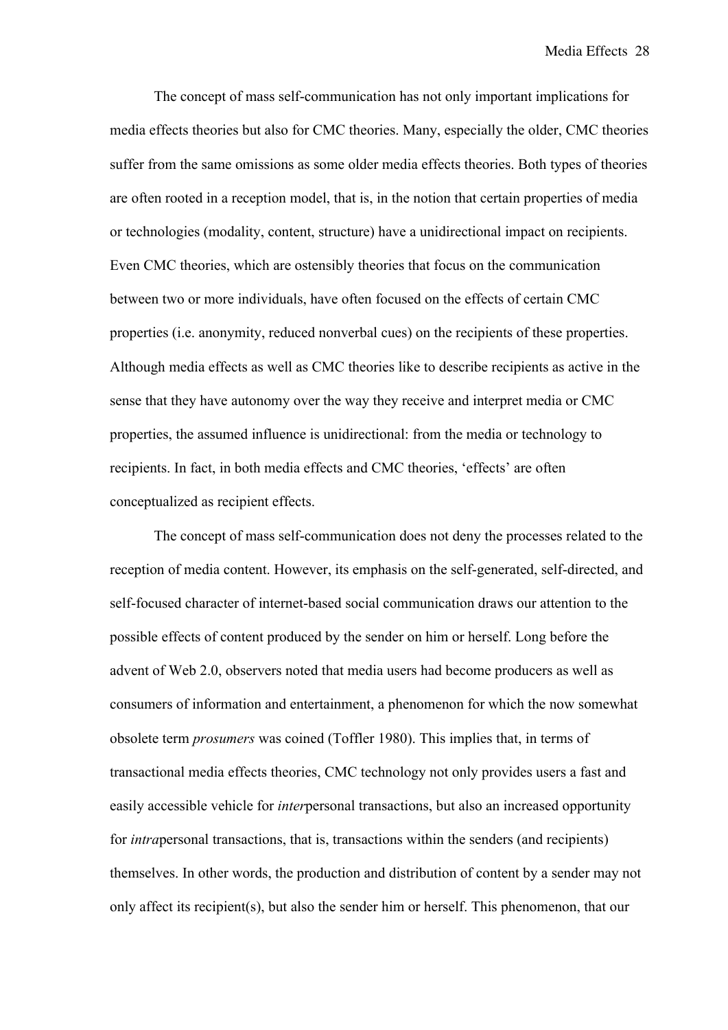The concept of mass self-communication has not only important implications for media effects theories but also for CMC theories. Many, especially the older, CMC theories suffer from the same omissions as some older media effects theories. Both types of theories are often rooted in a reception model, that is, in the notion that certain properties of media or technologies (modality, content, structure) have a unidirectional impact on recipients. Even CMC theories, which are ostensibly theories that focus on the communication between two or more individuals, have often focused on the effects of certain CMC properties (i.e. anonymity, reduced nonverbal cues) on the recipients of these properties. Although media effects as well as CMC theories like to describe recipients as active in the sense that they have autonomy over the way they receive and interpret media or CMC properties, the assumed influence is unidirectional: from the media or technology to recipients. In fact, in both media effects and CMC theories, 'effects' are often conceptualized as recipient effects.

The concept of mass self-communication does not deny the processes related to the reception of media content. However, its emphasis on the self-generated, self-directed, and self-focused character of internet-based social communication draws our attention to the possible effects of content produced by the sender on him or herself. Long before the advent of Web 2.0, observers noted that media users had become producers as well as consumers of information and entertainment, a phenomenon for which the now somewhat obsolete term *prosumers* was coined (Toffler 1980). This implies that, in terms of transactional media effects theories, CMC technology not only provides users a fast and easily accessible vehicle for *inter*personal transactions, but also an increased opportunity for *intra*personal transactions, that is, transactions within the senders (and recipients) themselves. In other words, the production and distribution of content by a sender may not only affect its recipient(s), but also the sender him or herself. This phenomenon, that our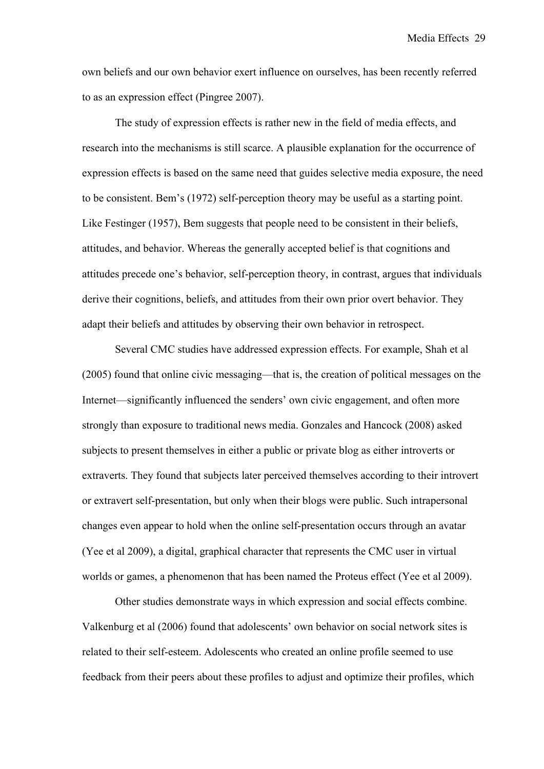own beliefs and our own behavior exert influence on ourselves, has been recently referred to as an expression effect (Pingree 2007).

The study of expression effects is rather new in the field of media effects, and research into the mechanisms is still scarce. A plausible explanation for the occurrence of expression effects is based on the same need that guides selective media exposure, the need to be consistent. Bem's (1972) self-perception theory may be useful as a starting point. Like Festinger (1957), Bem suggests that people need to be consistent in their beliefs, attitudes, and behavior. Whereas the generally accepted belief is that cognitions and attitudes precede one's behavior, self-perception theory, in contrast, argues that individuals derive their cognitions, beliefs, and attitudes from their own prior overt behavior. They adapt their beliefs and attitudes by observing their own behavior in retrospect.

Several CMC studies have addressed expression effects. For example, Shah et al (2005) found that online civic messaging—that is, the creation of political messages on the Internet—significantly influenced the senders' own civic engagement, and often more strongly than exposure to traditional news media. Gonzales and Hancock (2008) asked subjects to present themselves in either a public or private blog as either introverts or extraverts. They found that subjects later perceived themselves according to their introvert or extravert self-presentation, but only when their blogs were public. Such intrapersonal changes even appear to hold when the online self-presentation occurs through an avatar (Yee et al 2009), a digital, graphical character that represents the CMC user in virtual worlds or games, a phenomenon that has been named the Proteus effect (Yee et al 2009).

Other studies demonstrate ways in which expression and social effects combine. Valkenburg et al (2006) found that adolescents' own behavior on social network sites is related to their self-esteem. Adolescents who created an online profile seemed to use feedback from their peers about these profiles to adjust and optimize their profiles, which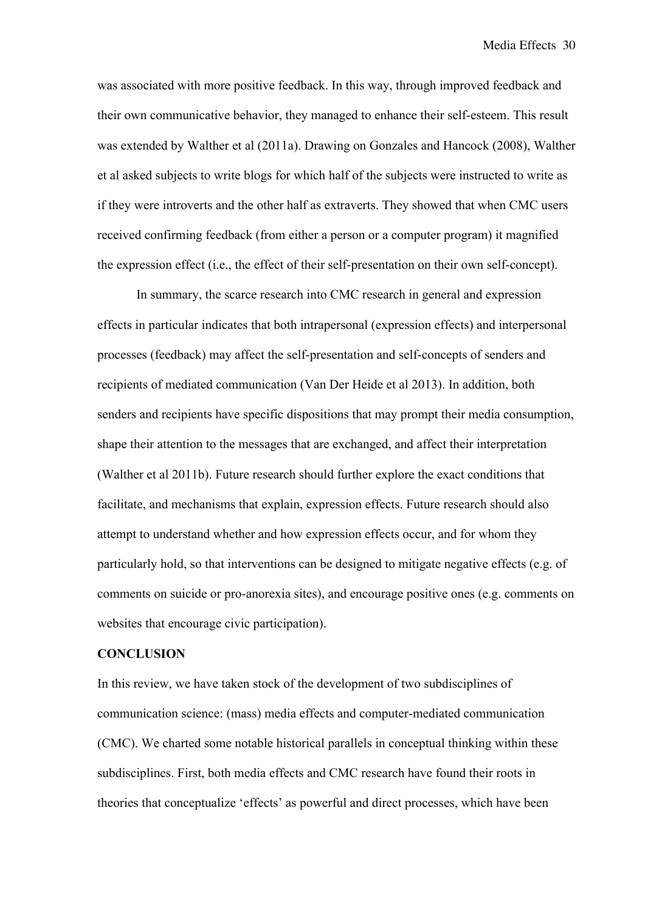was associated with more positive feedback. In this way, through improved feedback and their own communicative behavior, they managed to enhance their self-esteem. This result was extended by Walther et al (2011a). Drawing on Gonzales and Hancock (2008), Walther et al asked subjects to write blogs for which half of the subjects were instructed to write as if they were introverts and the other half as extraverts. They showed that when CMC users received confirming feedback (from either a person or a computer program) it magnified the expression effect (i.e., the effect of their self-presentation on their own self-concept).

In summary, the scarce research into CMC research in general and expression effects in particular indicates that both intrapersonal (expression effects) and interpersonal processes (feedback) may affect the self-presentation and self-concepts of senders and recipients of mediated communication (Van Der Heide et al 2013). In addition, both senders and recipients have specific dispositions that may prompt their media consumption, shape their attention to the messages that are exchanged, and affect their interpretation (Walther et al 2011b). Future research should further explore the exact conditions that facilitate, and mechanisms that explain, expression effects. Future research should also attempt to understand whether and how expression effects occur, and for whom they particularly hold, so that interventions can be designed to mitigate negative effects (e.g. of comments on suicide or pro-anorexia sites), and encourage positive ones (e.g. comments on websites that encourage civic participation).

**CONCLUSION**

In this review, we have taken stock of the development of two subdisciplines of communication science: (mass) media effects and computer-mediated communication (CMC). We charted some notable historical parallels in conceptual thinking within these subdisciplines. First, both media effects and CMC research have found their roots in theories that conceptualize 'effects' as powerful and direct processes, which have been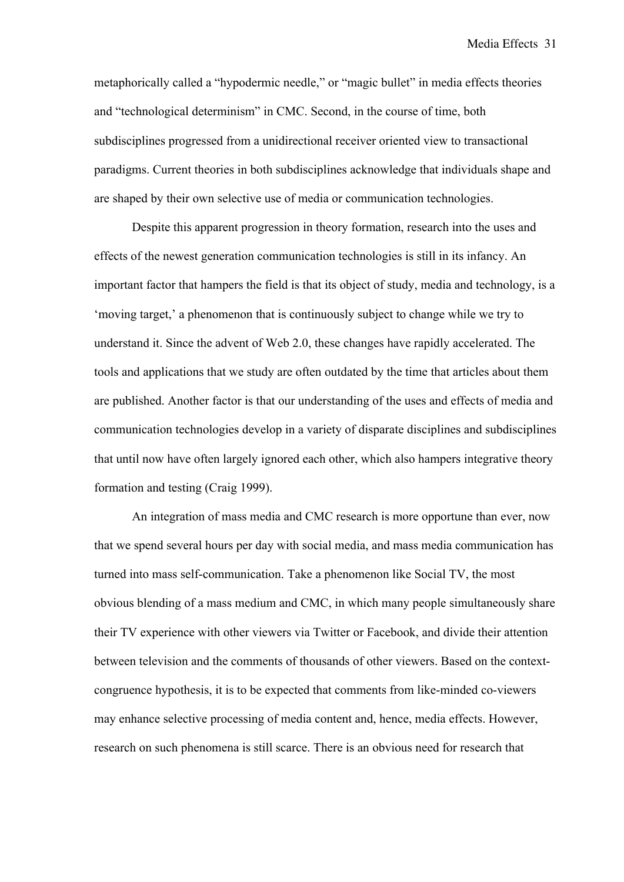metaphorically called a “hypodermic needle,” or “magic bullet” in media effects theories and “technological determinism” in CMC. Second, in the course of time, both subdisciplines progressed from a unidirectional receiver oriented view to transactional paradigms. Current theories in both subdisciplines acknowledge that individuals shape and are shaped by their own selective use of media or communication technologies.

Despite this apparent progression in theory formation, research into the uses and effects of the newest generation communication technologies is still in its infancy. An important factor that hampers the field is that its object of study, media and technology, is a ‘moving target,’ a phenomenon that is continuously subject to change while we try to understand it. Since the advent of Web 2.0, these changes have rapidly accelerated. The tools and applications that we study are often outdated by the time that articles about them are published. Another factor is that our understanding of the uses and effects of media and communication technologies develop in a variety of disparate disciplines and subdisciplines that until now have often largely ignored each other, which also hampers integrative theory formation and testing (Craig 1999).

An integration of mass media and CMC research is more opportune than ever, now that we spend several hours per day with social media, and mass media communication has turned into mass self-communication. Take a phenomenon like Social TV, the most obvious blending of a mass medium and CMC, in which many people simultaneously share their TV experience with other viewers via Twitter or Facebook, and divide their attention between television and the comments of thousands of other viewers. Based on the context-congruence hypothesis, it is to be expected that comments from like-minded co-viewers may enhance selective processing of media content and, hence, media effects. However, research on such phenomena is still scarce. There is an obvious need for research that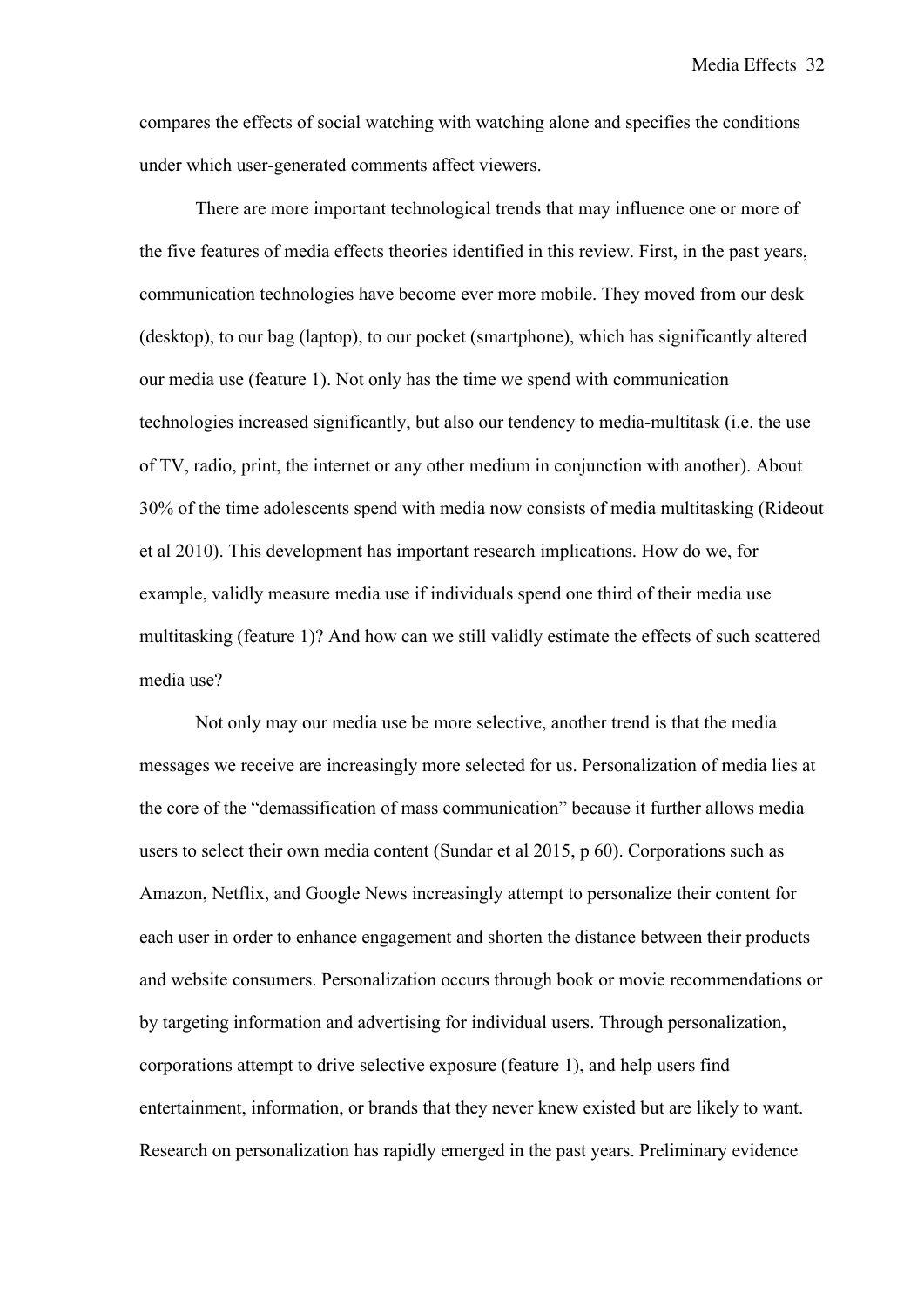compares the effects of social watching with watching alone and specifies the conditions under which user-generated comments affect viewers.

There are more important technological trends that may influence one or more of the five features of media effects theories identified in this review. First, in the past years, communication technologies have become ever more mobile. They moved from our desk (desktop), to our bag (laptop), to our pocket (smartphone), which has significantly altered our media use (feature 1). Not only has the time we spend with communication technologies increased significantly, but also our tendency to media-multitask (i.e. the use of TV, radio, print, the internet or any other medium in conjunction with another). About 30% of the time adolescents spend with media now consists of media multitasking (Rideout et al 2010). This development has important research implications. How do we, for example, validly measure media use if individuals spend one third of their media use multitasking (feature 1)? And how can we still validly estimate the effects of such scattered media use?

Not only may our media use be more selective, another trend is that the media messages we receive are increasingly more selected for us. Personalization of media lies at the core of the "demassification of mass communication" because it further allows media users to select their own media content (Sundar et al 2015, p 60). Corporations such as Amazon, Netflix, and Google News increasingly attempt to personalize their content for each user in order to enhance engagement and shorten the distance between their products and website consumers. Personalization occurs through book or movie recommendations or by targeting information and advertising for individual users. Through personalization, corporations attempt to drive selective exposure (feature 1), and help users find entertainment, information, or brands that they never knew existed but are likely to want. Research on personalization has rapidly emerged in the past years. Preliminary evidence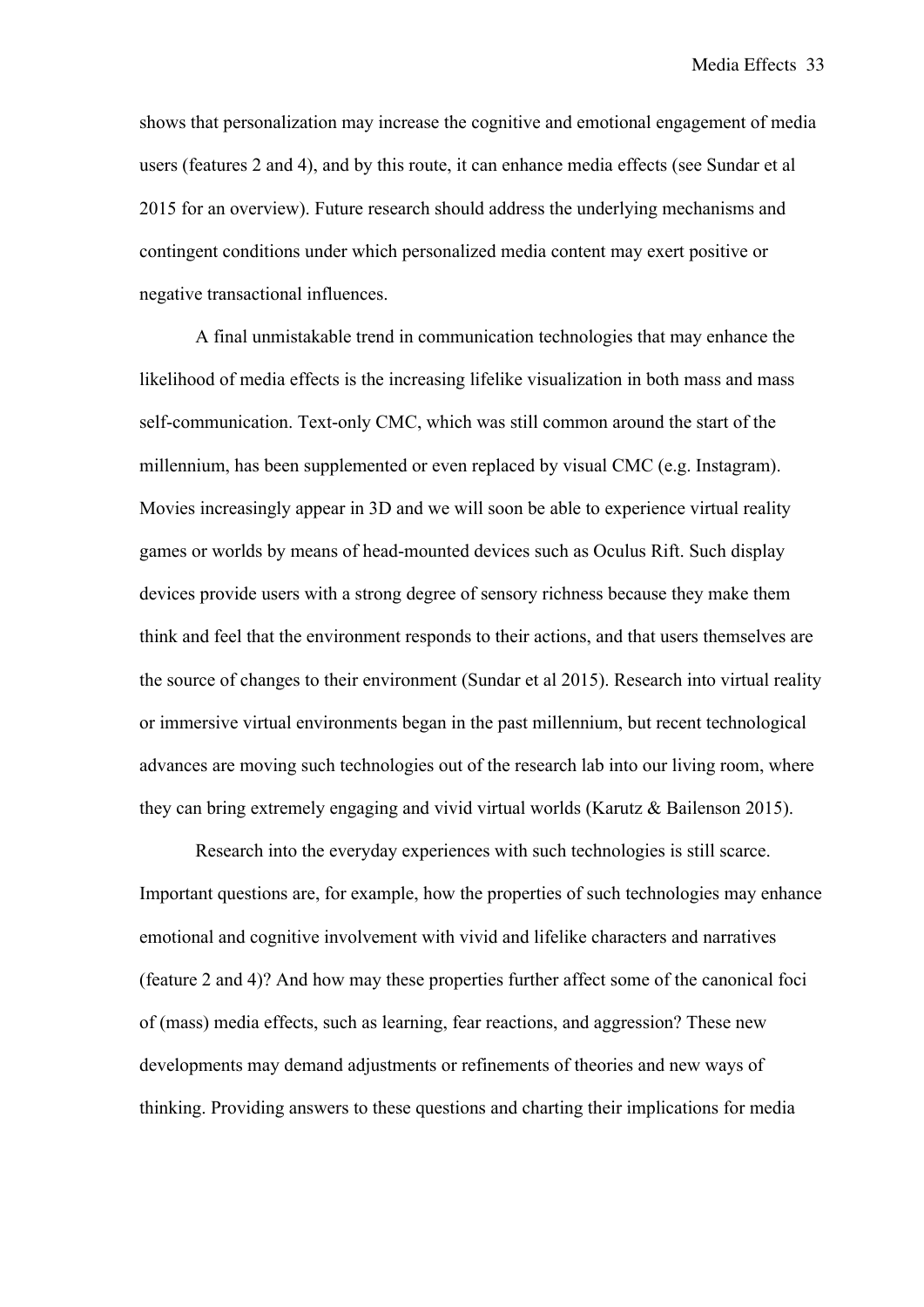shows that personalization may increase the cognitive and emotional engagement of media users (features 2 and 4), and by this route, it can enhance media effects (see Sundar et al 2015 for an overview). Future research should address the underlying mechanisms and contingent conditions under which personalized media content may exert positive or negative transactional influences.

A final unmistakable trend in communication technologies that may enhance the likelihood of media effects is the increasing lifelike visualization in both mass and mass self-communication. Text-only CMC, which was still common around the start of the millennium, has been supplemented or even replaced by visual CMC (e.g. Instagram). Movies increasingly appear in 3D and we will soon be able to experience virtual reality games or worlds by means of head-mounted devices such as Oculus Rift. Such display devices provide users with a strong degree of sensory richness because they make them think and feel that the environment responds to their actions, and that users themselves are the source of changes to their environment (Sundar et al 2015). Research into virtual reality or immersive virtual environments began in the past millennium, but recent technological advances are moving such technologies out of the research lab into our living room, where they can bring extremely engaging and vivid virtual worlds (Karutz & Bailenson 2015).

Research into the everyday experiences with such technologies is still scarce. Important questions are, for example, how the properties of such technologies may enhance emotional and cognitive involvement with vivid and lifelike characters and narratives (feature 2 and 4)? And how may these properties further affect some of the canonical foci of (mass) media effects, such as learning, fear reactions, and aggression? These new developments may demand adjustments or refinements of theories and new ways of thinking. Providing answers to these questions and charting their implications for media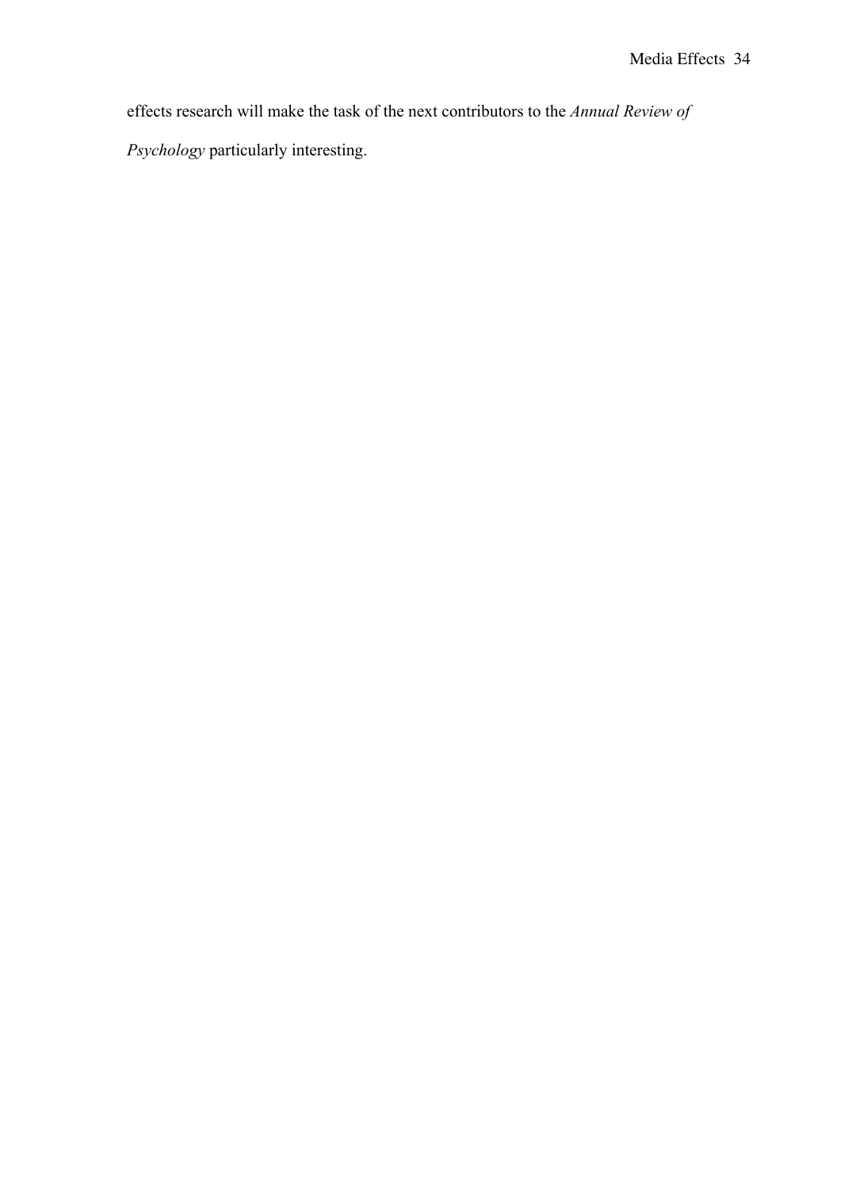effects research will make the task of the next contributors to the *Annual Review of Psychology* particularly interesting.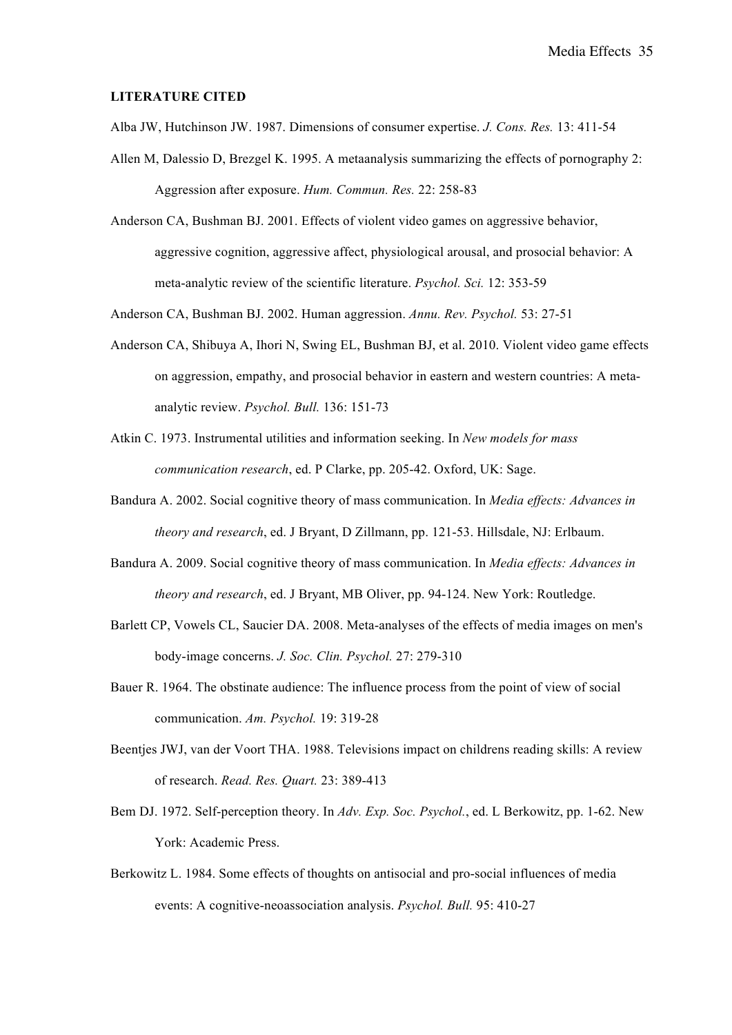**LITERATURE CITED**

Alba JW, Hutchinson JW. 1987. Dimensions of consumer expertise. *J. Cons. Res.* 13: 411-54

Allen M, Dalessio D, Brezgel K. 1995. A metaanalysis summarizing the effects of pornography 2: Aggression after exposure. *Hum. Commun. Res.* 22: 258-83

Anderson CA, Bushman BJ. 2001. Effects of violent video games on aggressive behavior, aggressive cognition, aggressive affect, physiological arousal, and prosocial behavior: A meta-analytic review of the scientific literature. *Psychol. Sci.* 12: 353-59

Anderson CA, Bushman BJ. 2002. Human aggression. *Annu. Rev. Psychol.* 53: 27-51

Anderson CA, Shibuya A, Ihori N, Swing EL, Bushman BJ, et al. 2010. Violent video game effects on aggression, empathy, and prosocial behavior in eastern and western countries: A meta-analytic review. *Psychol. Bull.* 136: 151-73

Atkin C. 1973. Instrumental utilities and information seeking. In *New models for mass communication research*, ed. P Clarke, pp. 205-42. Oxford, UK: Sage.

Bandura A. 2002. Social cognitive theory of mass communication. In *Media effects: Advances in theory and research*, ed. J Bryant, D Zillmann, pp. 121-53. Hillsdale, NJ: Erlbaum.

Bandura A. 2009. Social cognitive theory of mass communication. In *Media effects: Advances in theory and research*, ed. J Bryant, MB Oliver, pp. 94-124. New York: Routledge.

Barlett CP, Vowels CL, Saucier DA. 2008. Meta-analyses of the effects of media images on men's body-image concerns. *J. Soc. Clin. Psychol.* 27: 279-310

Bauer R. 1964. The obstinate audience: The influence process from the point of view of social communication. *Am. Psychol.* 19: 319-28

Beentjes JWJ, van der Voort THA. 1988. Televisions impact on childrens reading skills: A review of research. *Read. Res. Quart.* 23: 389-413

Bem DJ. 1972. Self-perception theory. In *Adv. Exp. Soc. Psychol.*, ed. L Berkowitz, pp. 1-62. New York: Academic Press.

Berkowitz L. 1984. Some effects of thoughts on antisocial and pro-social influences of media events: A cognitive-neoassociation analysis. *Psychol. Bull.* 95: 410-27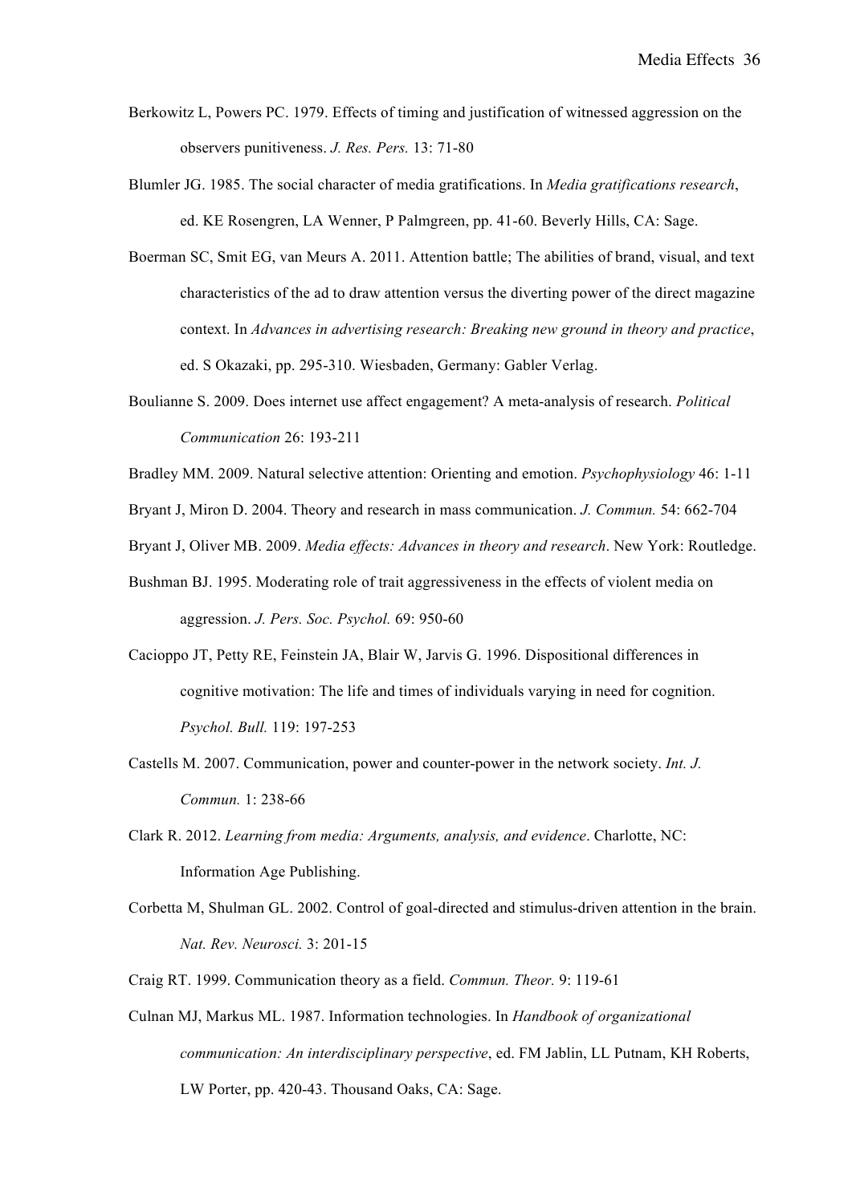Berkowitz L, Powers PC. 1979. Effects of timing and justification of witnessed aggression on the observers punitiveness. *J. Res. Pers.* 13: 71-80

Blumler JG. 1985. The social character of media gratifications. In *Media gratifications research*, ed. KE Rosengren, LA Wenner, P Palmgreen, pp. 41-60. Beverly Hills, CA: Sage.

Boerman SC, Smit EG, van Meurs A. 2011. Attention battle; The abilities of brand, visual, and text characteristics of the ad to draw attention versus the diverting power of the direct magazine context. In *Advances in advertising research: Breaking new ground in theory and practice*, ed. S Okazaki, pp. 295-310. Wiesbaden, Germany: Gabler Verlag.

Boulianne S. 2009. Does internet use affect engagement? A meta-analysis of research. *Political Communication* 26: 193-211

Bradley MM. 2009. Natural selective attention: Orienting and emotion. *Psychophysiology* 46: 1-11

Bryant J, Miron D. 2004. Theory and research in mass communication. *J. Commun.* 54: 662-704

Bryant J, Oliver MB. 2009. *Media effects: Advances in theory and research*. New York: Routledge.

Bushman BJ. 1995. Moderating role of trait aggressiveness in the effects of violent media on aggression. *J. Pers. Soc. Psychol.* 69: 950-60

Cacioppo JT, Petty RE, Feinstein JA, Blair W, Jarvis G. 1996. Dispositional differences in cognitive motivation: The life and times of individuals varying in need for cognition. *Psychol. Bull.* 119: 197-253

Castells M. 2007. Communication, power and counter-power in the network society. *Int. J. Commun.* 1: 238-66

Clark R. 2012. *Learning from media: Arguments, analysis, and evidence*. Charlotte, NC: Information Age Publishing.

Corbetta M, Shulman GL. 2002. Control of goal-directed and stimulus-driven attention in the brain. *Nat. Rev. Neurosci.* 3: 201-15

Craig RT. 1999. Communication theory as a field. *Commun. Theor.* 9: 119-61

Culnan MJ, Markus ML. 1987. Information technologies. In *Handbook of organizational communication: An interdisciplinary perspective*, ed. FM Jablin, LL Putnam, KH Roberts, LW Porter, pp. 420-43. Thousand Oaks, CA: Sage.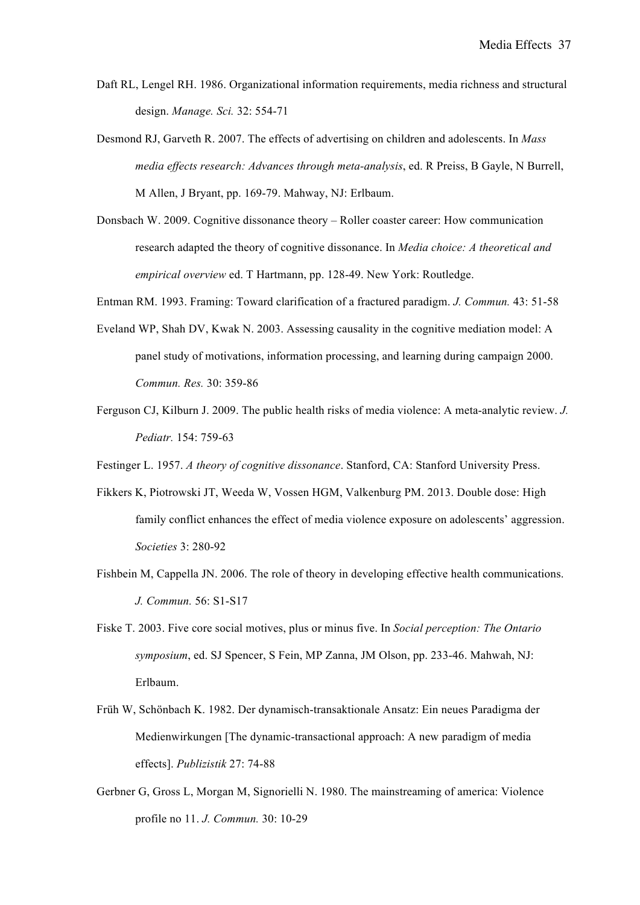Daft RL, Lengel RH. 1986. Organizational information requirements, media richness and structural design. *Manage. Sci.* 32: 554-71

Desmond RJ, Garveth R. 2007. The effects of advertising on children and adolescents. In *Mass media effects research: Advances through meta-analysis*, ed. R Preiss, B Gayle, N Burrell, M Allen, J Bryant, pp. 169-79. Mahway, NJ: Erlbaum.

Donsbach W. 2009. Cognitive dissonance theory – Roller coaster career: How communication research adapted the theory of cognitive dissonance. In *Media choice: A theoretical and empirical overview* ed. T Hartmann, pp. 128-49. New York: Routledge.

Entman RM. 1993. Framing: Toward clarification of a fractured paradigm. *J. Commun.* 43: 51-58

Eveland WP, Shah DV, Kwak N. 2003. Assessing causality in the cognitive mediation model: A panel study of motivations, information processing, and learning during campaign 2000. *Commun. Res.* 30: 359-86

Ferguson CJ, Kilburn J. 2009. The public health risks of media violence: A meta-analytic review. *J. Pediatr.* 154: 759-63

Festinger L. 1957. *A theory of cognitive dissonance*. Stanford, CA: Stanford University Press.

Fikkers K, Piotrowski JT, Weeda W, Vossen HGM, Valkenburg PM. 2013. Double dose: High family conflict enhances the effect of media violence exposure on adolescents' aggression. *Societies* 3: 280-92

Fishbein M, Cappella JN. 2006. The role of theory in developing effective health communications. *J. Commun.* 56: S1-S17

Fiske T. 2003. Five core social motives, plus or minus five. In *Social perception: The Ontario symposium*, ed. SJ Spencer, S Fein, MP Zanna, JM Olson, pp. 233-46. Mahwah, NJ: Erlbaum.

Früh W, Schönbach K. 1982. Der dynamisch-transaktionale Ansatz: Ein neues Paradigma der Medienwirkungen [The dynamic-transactional approach: A new paradigm of media effects]. *Publizistik* 27: 74-88

Gerbner G, Gross L, Morgan M, Signorielli N. 1980. The mainstreaming of america: Violence profile no 11. *J. Commun.* 30: 10-29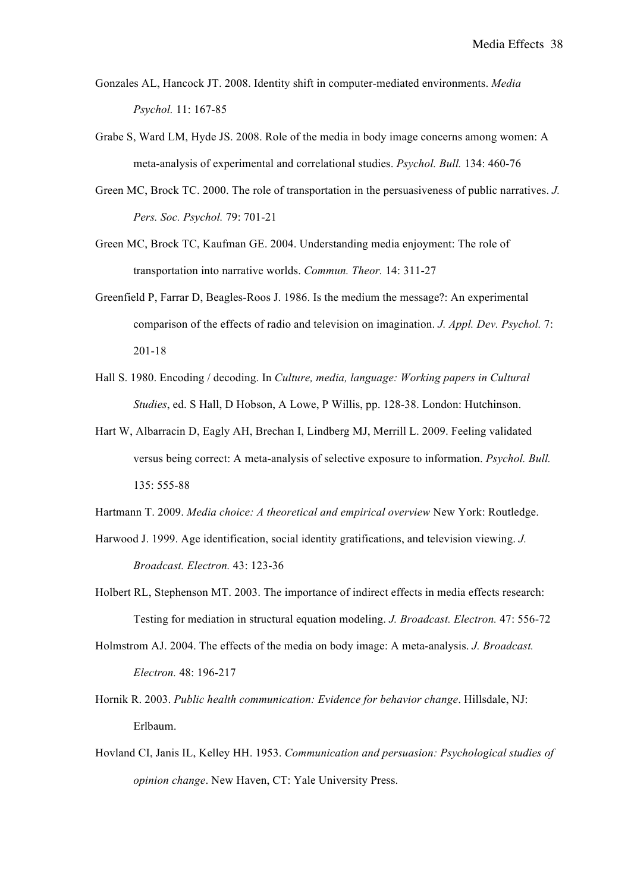Gonzales AL, Hancock JT. 2008. Identity shift in computer-mediated environments. *Media Psychol.* 11: 167-85

Grabe S, Ward LM, Hyde JS. 2008. Role of the media in body image concerns among women: A meta-analysis of experimental and correlational studies. *Psychol. Bull.* 134: 460-76

Green MC, Brock TC. 2000. The role of transportation in the persuasiveness of public narratives. *J. Pers. Soc. Psychol.* 79: 701-21

Green MC, Brock TC, Kaufman GE. 2004. Understanding media enjoyment: The role of transportation into narrative worlds. *Commun. Theor.* 14: 311-27

Greenfield P, Farrar D, Beagles-Roos J. 1986. Is the medium the message?: An experimental comparison of the effects of radio and television on imagination. *J. Appl. Dev. Psychol.* 7: 201-18

Hall S. 1980. Encoding / decoding. In *Culture, media, language: Working papers in Cultural Studies*, ed. S Hall, D Hobson, A Lowe, P Willis, pp. 128-38. London: Hutchinson.

Hart W, Albarracin D, Eagly AH, Brechan I, Lindberg MJ, Merrill L. 2009. Feeling validated versus being correct: A meta-analysis of selective exposure to information. *Psychol. Bull.* 135: 555-88

Hartmann T. 2009. *Media choice: A theoretical and empirical overview* New York: Routledge.

Harwood J. 1999. Age identification, social identity gratifications, and television viewing. *J. Broadcast. Electron.* 43: 123-36

Holbert RL, Stephenson MT. 2003. The importance of indirect effects in media effects research: Testing for mediation in structural equation modeling. *J. Broadcast. Electron.* 47: 556-72

Holmstrom AJ. 2004. The effects of the media on body image: A meta-analysis. *J. Broadcast. Electron.* 48: 196-217

Hornik R. 2003. *Public health communication: Evidence for behavior change*. Hillsdale, NJ: Erlbaum.

Hovland CI, Janis IL, Kelley HH. 1953. *Communication and persuasion: Psychological studies of opinion change*. New Haven, CT: Yale University Press.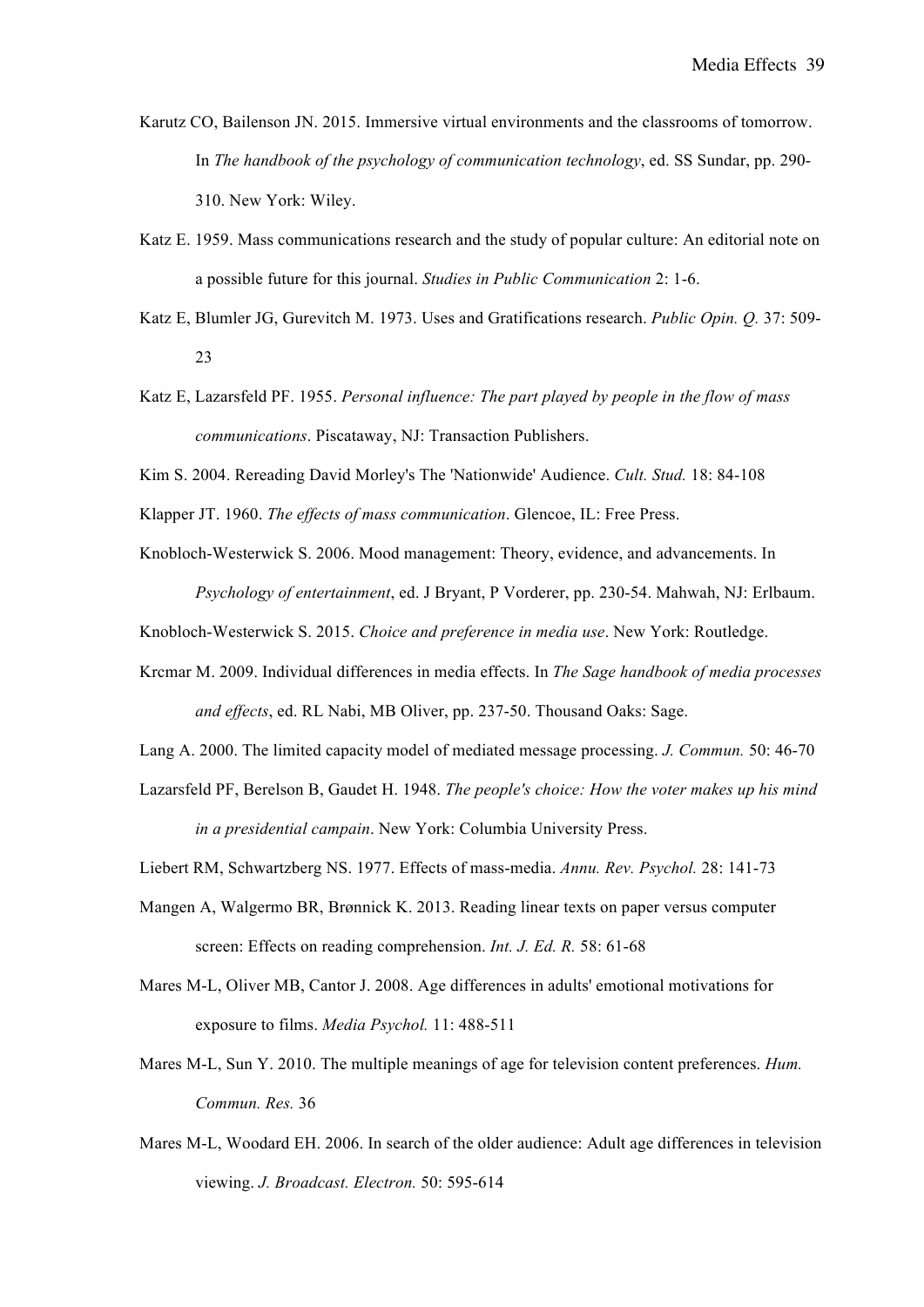Karutz CO, Bailenson JN. 2015. Immersive virtual environments and the classrooms of tomorrow. In *The handbook of the psychology of communication technology*, ed. SS Sundar, pp. 290-310. New York: Wiley.

Katz E. 1959. Mass communications research and the study of popular culture: An editorial note on a possible future for this journal. *Studies in Public Communication* 2: 1-6.

Katz E, Blumler JG, Gurevitch M. 1973. Uses and Gratifications research. *Public Opin. Q.* 37: 509-23

Katz E, Lazarsfeld PF. 1955. *Personal influence: The part played by people in the flow of mass communications*. Piscataway, NJ: Transaction Publishers.

Kim S. 2004. Rereading David Morley's The 'Nationwide' Audience. *Cult. Stud.* 18: 84-108

Klapper JT. 1960. *The effects of mass communication*. Glencoe, IL: Free Press.

Knobloch-Westerwick S. 2006. Mood management: Theory, evidence, and advancements. In *Psychology of entertainment*, ed. J Bryant, P Vorderer, pp. 230-54. Mahwah, NJ: Erlbaum.

Knobloch-Westerwick S. 2015. *Choice and preference in media use*. New York: Routledge.

Krcmar M. 2009. Individual differences in media effects. In *The Sage handbook of media processes and effects*, ed. RL Nabi, MB Oliver, pp. 237-50. Thousand Oaks: Sage.

Lang A. 2000. The limited capacity model of mediated message processing. *J. Commun.* 50: 46-70

Lazarsfeld PF, Berelson B, Gaudet H. 1948. *The people's choice: How the voter makes up his mind in a presidential campain*. New York: Columbia University Press.

Liebert RM, Schwartzberg NS. 1977. Effects of mass-media. *Annu. Rev. Psychol.* 28: 141-73

Mangen A, Walgermo BR, Brønnick K. 2013. Reading linear texts on paper versus computer screen: Effects on reading comprehension. *Int. J. Ed. R.* 58: 61-68

Mares M-L, Oliver MB, Cantor J. 2008. Age differences in adults' emotional motivations for exposure to films. *Media Psychol.* 11: 488-511

Mares M-L, Sun Y. 2010. The multiple meanings of age for television content preferences. *Hum. Commun. Res.* 36

Mares M-L, Woodard EH. 2006. In search of the older audience: Adult age differences in television viewing. *J. Broadcast. Electron.* 50: 595-614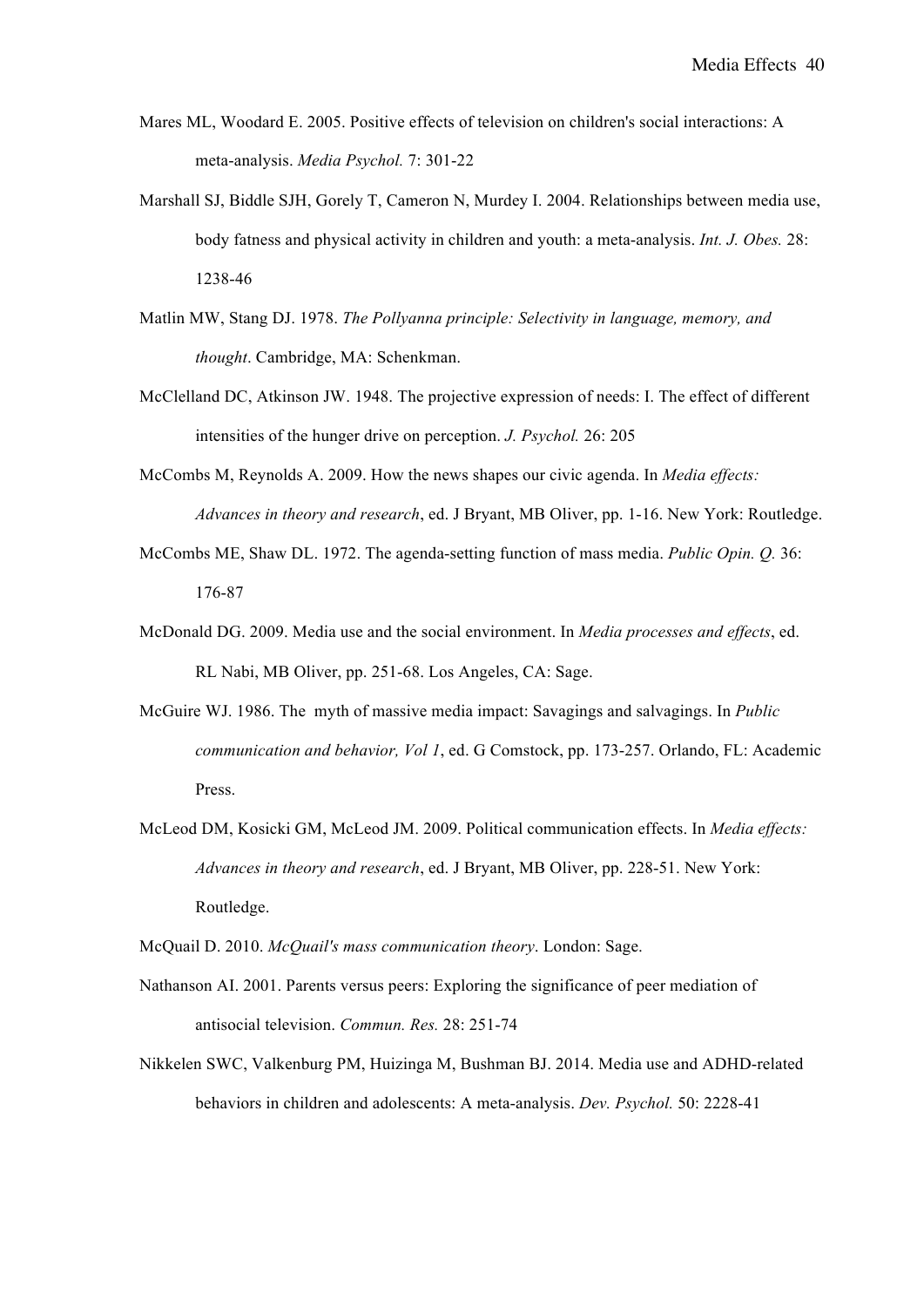Mares ML, Woodard E. 2005. Positive effects of television on children's social interactions: A meta-analysis. *Media Psychol.* 7: 301-22

Marshall SJ, Biddle SJH, Gorely T, Cameron N, Murdey I. 2004. Relationships between media use, body fatness and physical activity in children and youth: a meta-analysis. *Int. J. Obes.* 28: 1238-46

Matlin MW, Stang DJ. 1978. *The Pollyanna principle: Selectivity in language, memory, and thought*. Cambridge, MA: Schenkman.

McClelland DC, Atkinson JW. 1948. The projective expression of needs: I. The effect of different intensities of the hunger drive on perception. *J. Psychol.* 26: 205

McCombs M, Reynolds A. 2009. How the news shapes our civic agenda. In *Media effects: Advances in theory and research*, ed. J Bryant, MB Oliver, pp. 1-16. New York: Routledge.

McCombs ME, Shaw DL. 1972. The agenda-setting function of mass media. *Public Opin. Q.* 36: 176-87

McDonald DG. 2009. Media use and the social environment. In *Media processes and effects*, ed. RL Nabi, MB Oliver, pp. 251-68. Los Angeles, CA: Sage.

McGuire WJ. 1986. The myth of massive media impact: Savagings and salvagings. In *Public communication and behavior, Vol 1*, ed. G Comstock, pp. 173-257. Orlando, FL: Academic Press.

McLeod DM, Kosicki GM, McLeod JM. 2009. Political communication effects. In *Media effects: Advances in theory and research*, ed. J Bryant, MB Oliver, pp. 228-51. New York: Routledge.

McQuail D. 2010. *McQuail's mass communication theory*. London: Sage.

Nathanson AI. 2001. Parents versus peers: Exploring the significance of peer mediation of antisocial television. *Commun. Res.* 28: 251-74

Nikkelen SWC, Valkenburg PM, Huizinga M, Bushman BJ. 2014. Media use and ADHD-related behaviors in children and adolescents: A meta-analysis. *Dev. Psychol.* 50: 2228-41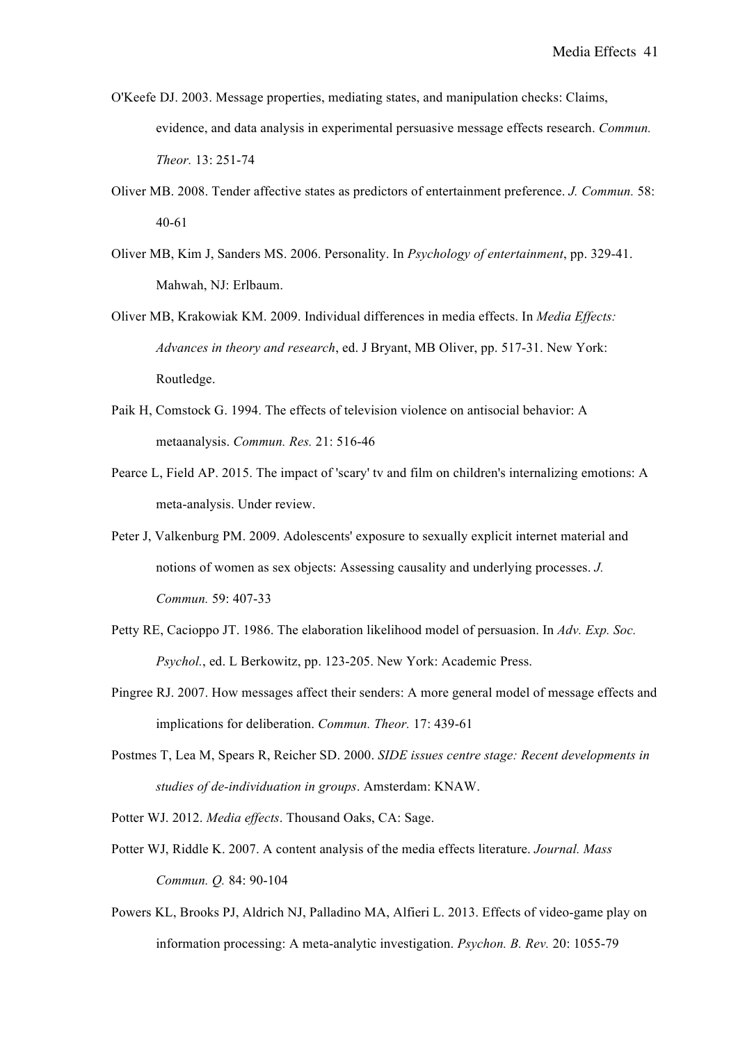O'Keefe DJ. 2003. Message properties, mediating states, and manipulation checks: Claims, evidence, and data analysis in experimental persuasive message effects research. *Commun. Theor.* 13: 251-74

Oliver MB. 2008. Tender affective states as predictors of entertainment preference. *J. Commun.* 58: 40-61

Oliver MB, Kim J, Sanders MS. 2006. Personality. In *Psychology of entertainment*, pp. 329-41. Mahwah, NJ: Erlbaum.

Oliver MB, Krakowiak KM. 2009. Individual differences in media effects. In *Media Effects: Advances in theory and research*, ed. J Bryant, MB Oliver, pp. 517-31. New York: Routledge.

Paik H, Comstock G. 1994. The effects of television violence on antisocial behavior: A metaanalysis. *Commun. Res.* 21: 516-46

Pearce L, Field AP. 2015. The impact of 'scary' tv and film on children's internalizing emotions: A meta-analysis. Under review.

Peter J, Valkenburg PM. 2009. Adolescents' exposure to sexually explicit internet material and notions of women as sex objects: Assessing causality and underlying processes. *J. Commun.* 59: 407-33

Petty RE, Cacioppo JT. 1986. The elaboration likelihood model of persuasion. In *Adv. Exp. Soc. Psychol.*, ed. L Berkowitz, pp. 123-205. New York: Academic Press.

Pingree RJ. 2007. How messages affect their senders: A more general model of message effects and implications for deliberation. *Commun. Theor.* 17: 439-61

Postmes T, Lea M, Spears R, Reicher SD. 2000. *SIDE issues centre stage: Recent developments in studies of de-individuation in groups*. Amsterdam: KNAW.

Potter WJ. 2012. *Media effects*. Thousand Oaks, CA: Sage.

Potter WJ, Riddle K. 2007. A content analysis of the media effects literature. *Journal. Mass Commun. Q.* 84: 90-104

Powers KL, Brooks PJ, Aldrich NJ, Palladino MA, Alfieri L. 2013. Effects of video-game play on information processing: A meta-analytic investigation. *Psychon. B. Rev.* 20: 1055-79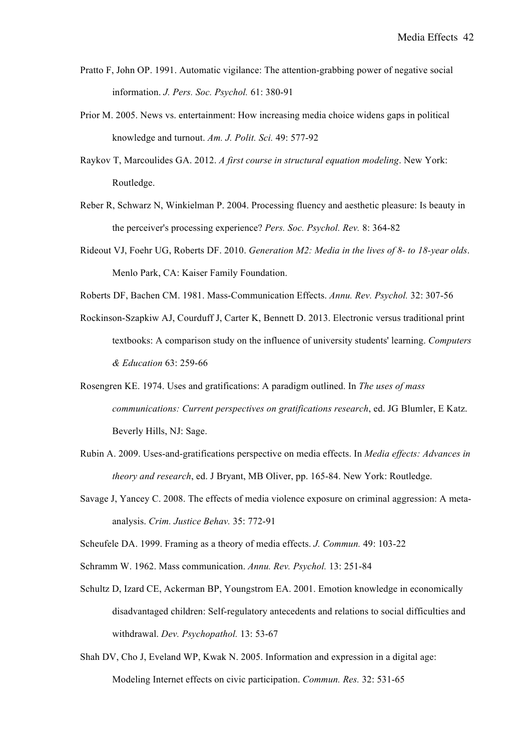Pratto F, John OP. 1991. Automatic vigilance: The attention-grabbing power of negative social information. *J. Pers. Soc. Psychol.* 61: 380-91

Prior M. 2005. News vs. entertainment: How increasing media choice widens gaps in political knowledge and turnout. *Am. J. Polit. Sci.* 49: 577-92

Raykov T, Marcoulides GA. 2012. *A first course in structural equation modeling*. New York: Routledge.

Reber R, Schwarz N, Winkielman P. 2004. Processing fluency and aesthetic pleasure: Is beauty in the perceiver's processing experience? *Pers. Soc. Psychol. Rev.* 8: 364-82

Rideout VJ, Foehr UG, Roberts DF. 2010. *Generation M2: Media in the lives of 8- to 18-year olds*. Menlo Park, CA: Kaiser Family Foundation.

Roberts DF, Bachen CM. 1981. Mass-Communication Effects. *Annu. Rev. Psychol.* 32: 307-56

Rockinson-Szapkiw AJ, Courduff J, Carter K, Bennett D. 2013. Electronic versus traditional print textbooks: A comparison study on the influence of university students' learning. *Computers & Education* 63: 259-66

Rosengren KE. 1974. Uses and gratifications: A paradigm outlined. In *The uses of mass communications: Current perspectives on gratifications research*, ed. JG Blumler, E Katz. Beverly Hills, NJ: Sage.

Rubin A. 2009. Uses-and-gratifications perspective on media effects. In *Media effects: Advances in theory and research*, ed. J Bryant, MB Oliver, pp. 165-84. New York: Routledge.

Savage J, Yancey C. 2008. The effects of media violence exposure on criminal aggression: A meta-analysis. *Crim. Justice Behav.* 35: 772-91

Scheufele DA. 1999. Framing as a theory of media effects. *J. Commun.* 49: 103-22

Schramm W. 1962. Mass communication. *Annu. Rev. Psychol.* 13: 251-84

Schultz D, Izard CE, Ackerman BP, Youngstrom EA. 2001. Emotion knowledge in economically disadvantaged children: Self-regulatory antecedents and relations to social difficulties and withdrawal. *Dev. Psychopathol.* 13: 53-67

Shah DV, Cho J, Eveland WP, Kwak N. 2005. Information and expression in a digital age: Modeling Internet effects on civic participation. *Commun. Res.* 32: 531-65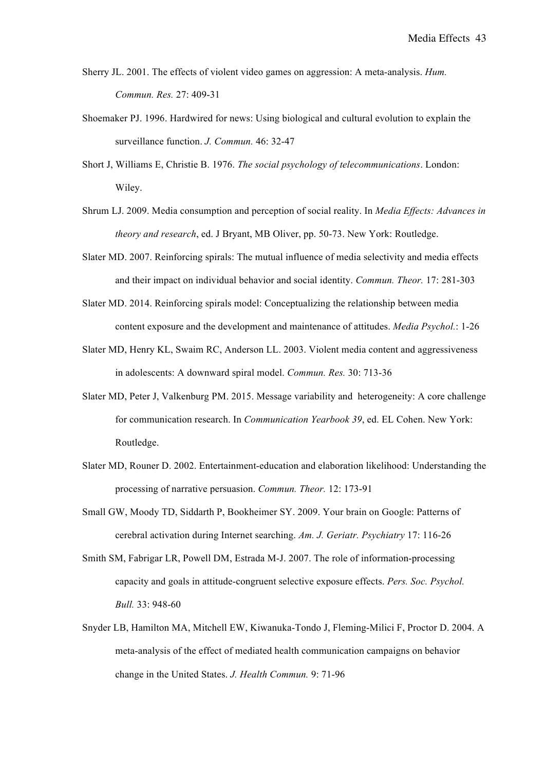Sherry JL. 2001. The effects of violent video games on aggression: A meta-analysis. *Hum. Commun. Res.* 27: 409-31

Shoemaker PJ. 1996. Hardwired for news: Using biological and cultural evolution to explain the surveillance function. *J. Commun.* 46: 32-47

Short J, Williams E, Christie B. 1976. *The social psychology of telecommunications*. London: Wiley.

Shrum LJ. 2009. Media consumption and perception of social reality. In *Media Effects: Advances in theory and research*, ed. J Bryant, MB Oliver, pp. 50-73. New York: Routledge.

Slater MD. 2007. Reinforcing spirals: The mutual influence of media selectivity and media effects and their impact on individual behavior and social identity. *Commun. Theor.* 17: 281-303

Slater MD. 2014. Reinforcing spirals model: Conceptualizing the relationship between media content exposure and the development and maintenance of attitudes. *Media Psychol.*: 1-26

Slater MD, Henry KL, Swaim RC, Anderson LL. 2003. Violent media content and aggressiveness in adolescents: A downward spiral model. *Commun. Res.* 30: 713-36

Slater MD, Peter J, Valkenburg PM. 2015. Message variability and heterogeneity: A core challenge for communication research. In *Communication Yearbook 39*, ed. EL Cohen. New York: Routledge.

Slater MD, Rouner D. 2002. Entertainment-education and elaboration likelihood: Understanding the processing of narrative persuasion. *Commun. Theor.* 12: 173-91

Small GW, Moody TD, Siddarth P, Bookheimer SY. 2009. Your brain on Google: Patterns of cerebral activation during Internet searching. *Am. J. Geriatr. Psychiatry* 17: 116-26

Smith SM, Fabrigar LR, Powell DM, Estrada M-J. 2007. The role of information-processing capacity and goals in attitude-congruent selective exposure effects. *Pers. Soc. Psychol. Bull.* 33: 948-60

Snyder LB, Hamilton MA, Mitchell EW, Kiwanuka-Tondo J, Fleming-Milici F, Proctor D. 2004. A meta-analysis of the effect of mediated health communication campaigns on behavior change in the United States. *J. Health Commun.* 9: 71-96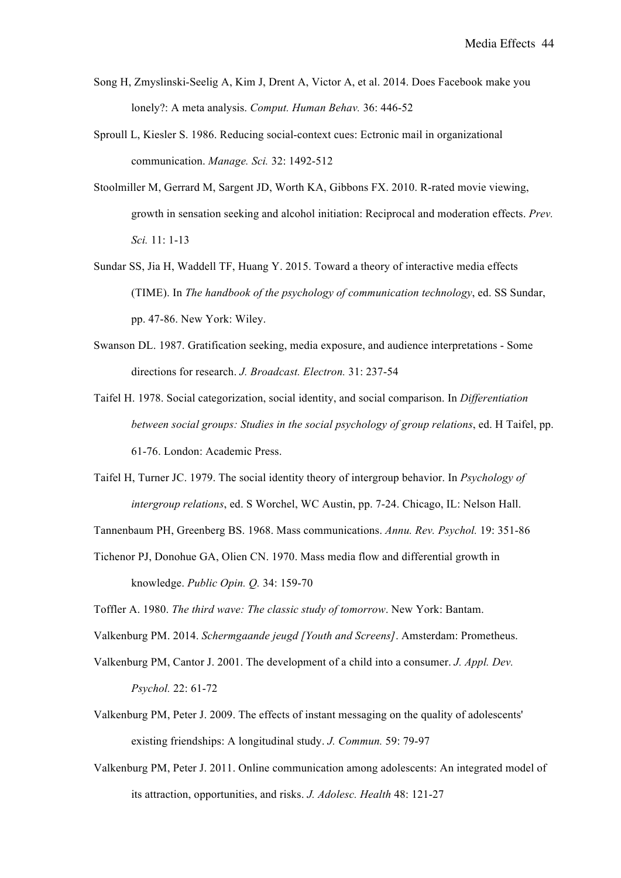Song H, Zmyslinski-Seelig A, Kim J, Drent A, Victor A, et al. 2014. Does Facebook make you lonely?: A meta analysis. *Comput. Human Behav.* 36: 446-52

Sproull L, Kiesler S. 1986. Reducing social-context cues: Ectronic mail in organizational communication. *Manage. Sci.* 32: 1492-512

Stoolmiller M, Gerrard M, Sargent JD, Worth KA, Gibbons FX. 2010. R-rated movie viewing, growth in sensation seeking and alcohol initiation: Reciprocal and moderation effects. *Prev. Sci.* 11: 1-13

Sundar SS, Jia H, Waddell TF, Huang Y. 2015. Toward a theory of interactive media effects (TIME). In *The handbook of the psychology of communication technology*, ed. SS Sundar, pp. 47-86. New York: Wiley.

Swanson DL. 1987. Gratification seeking, media exposure, and audience interpretations - Some directions for research. *J. Broadcast. Electron.* 31: 237-54

Taifel H. 1978. Social categorization, social identity, and social comparison. In *Differentiation between social groups: Studies in the social psychology of group relations*, ed. H Taifel, pp. 61-76. London: Academic Press.

Taifel H, Turner JC. 1979. The social identity theory of intergroup behavior. In *Psychology of intergroup relations*, ed. S Worchel, WC Austin, pp. 7-24. Chicago, IL: Nelson Hall.

Tannenbaum PH, Greenberg BS. 1968. Mass communications. *Annu. Rev. Psychol.* 19: 351-86

Tichenor PJ, Donohue GA, Olien CN. 1970. Mass media flow and differential growth in knowledge. *Public Opin. Q.* 34: 159-70

Toffler A. 1980. *The third wave: The classic study of tomorrow*. New York: Bantam.

Valkenburg PM. 2014. *Schermgaande jeugd [Youth and Screens]*. Amsterdam: Prometheus.

Valkenburg PM, Cantor J. 2001. The development of a child into a consumer. *J. Appl. Dev. Psychol.* 22: 61-72

Valkenburg PM, Peter J. 2009. The effects of instant messaging on the quality of adolescents' existing friendships: A longitudinal study. *J. Commun.* 59: 79-97

Valkenburg PM, Peter J. 2011. Online communication among adolescents: An integrated model of its attraction, opportunities, and risks. *J. Adolesc. Health* 48: 121-27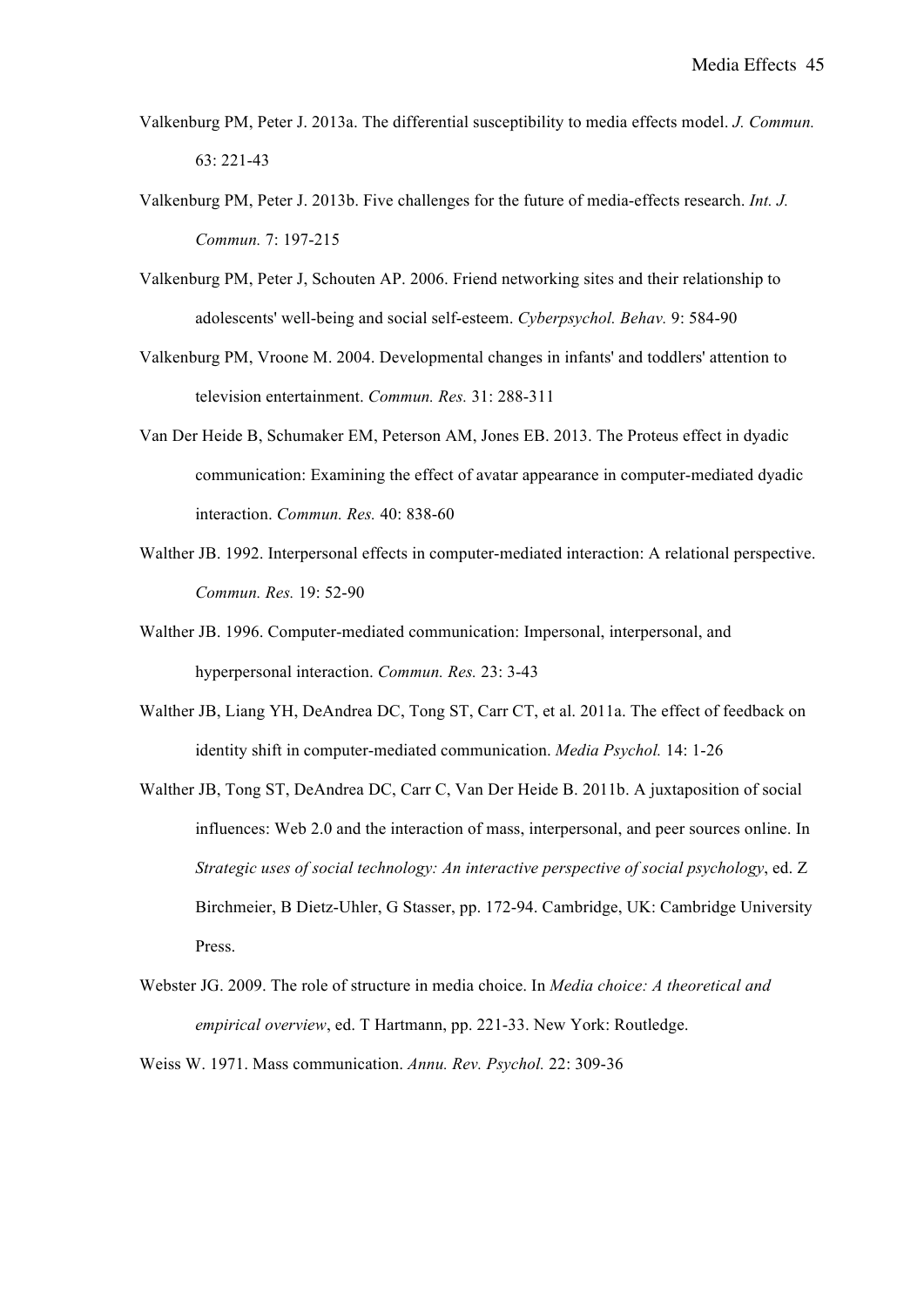Valkenburg PM, Peter J. 2013a. The differential susceptibility to media effects model. *J. Commun.* 63: 221-43

Valkenburg PM, Peter J. 2013b. Five challenges for the future of media-effects research. *Int. J. Commun.* 7: 197-215

Valkenburg PM, Peter J, Schouten AP. 2006. Friend networking sites and their relationship to adolescents' well-being and social self-esteem. *Cyberpsychol. Behav.* 9: 584-90

Valkenburg PM, Vroone M. 2004. Developmental changes in infants' and toddlers' attention to television entertainment. *Commun. Res.* 31: 288-311

Van Der Heide B, Schumaker EM, Peterson AM, Jones EB. 2013. The Proteus effect in dyadic communication: Examining the effect of avatar appearance in computer-mediated dyadic interaction. *Commun. Res.* 40: 838-60

Walther JB. 1992. Interpersonal effects in computer-mediated interaction: A relational perspective. *Commun. Res.* 19: 52-90

Walther JB. 1996. Computer-mediated communication: Impersonal, interpersonal, and hyperpersonal interaction. *Commun. Res.* 23: 3-43

Walther JB, Liang YH, DeAndrea DC, Tong ST, Carr CT, et al. 2011a. The effect of feedback on identity shift in computer-mediated communication. *Media Psychol.* 14: 1-26

Walther JB, Tong ST, DeAndrea DC, Carr C, Van Der Heide B. 2011b. A juxtaposition of social influences: Web 2.0 and the interaction of mass, interpersonal, and peer sources online. In *Strategic uses of social technology: An interactive perspective of social psychology*, ed. Z Birchmeier, B Dietz-Uhler, G Stasser, pp. 172-94. Cambridge, UK: Cambridge University Press.

Webster JG. 2009. The role of structure in media choice. In *Media choice: A theoretical and empirical overview*, ed. T Hartmann, pp. 221-33. New York: Routledge.

Weiss W. 1971. Mass communication. *Annu. Rev. Psychol.* 22: 309-36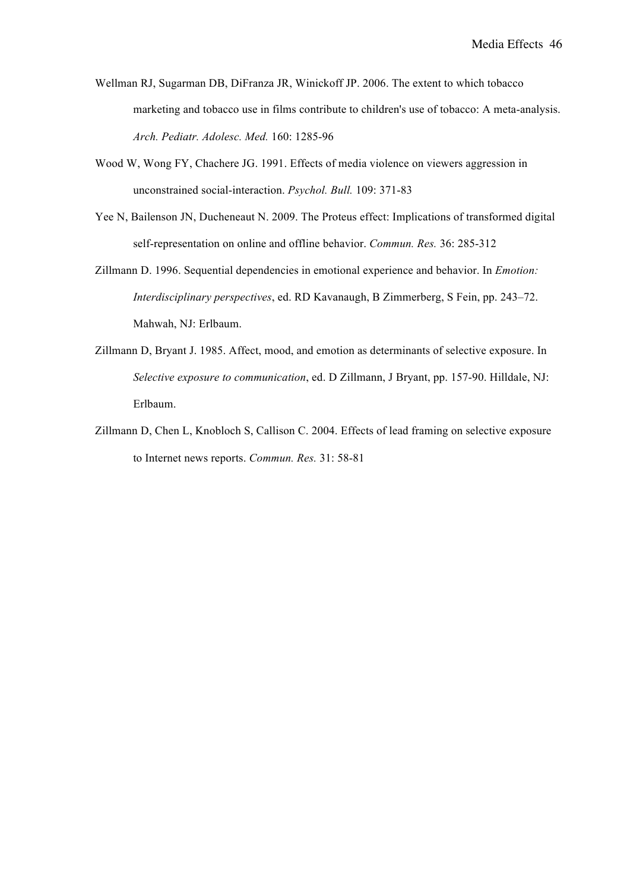Wellman RJ, Sugarman DB, DiFranza JR, Winickoff JP. 2006. The extent to which tobacco marketing and tobacco use in films contribute to children's use of tobacco: A meta-analysis. *Arch. Pediatr. Adolesc. Med.* 160: 1285-96

Wood W, Wong FY, Chachere JG. 1991. Effects of media violence on viewers aggression in unconstrained social-interaction. *Psychol. Bull.* 109: 371-83

Yee N, Bailenson JN, Ducheneaut N. 2009. The Proteus effect: Implications of transformed digital self-representation on online and offline behavior. *Commun. Res.* 36: 285-312

Zillmann D. 1996. Sequential dependencies in emotional experience and behavior. In *Emotion: Interdisciplinary perspectives*, ed. RD Kavanaugh, B Zimmerberg, S Fein, pp. 243–72. Mahwah, NJ: Erlbaum.

Zillmann D, Bryant J. 1985. Affect, mood, and emotion as determinants of selective exposure. In *Selective exposure to communication*, ed. D Zillmann, J Bryant, pp. 157-90. Hilldale, NJ: Erlbaum.

Zillmann D, Chen L, Knobloch S, Callison C. 2004. Effects of lead framing on selective exposure to Internet news reports. *Commun. Res.* 31: 58-81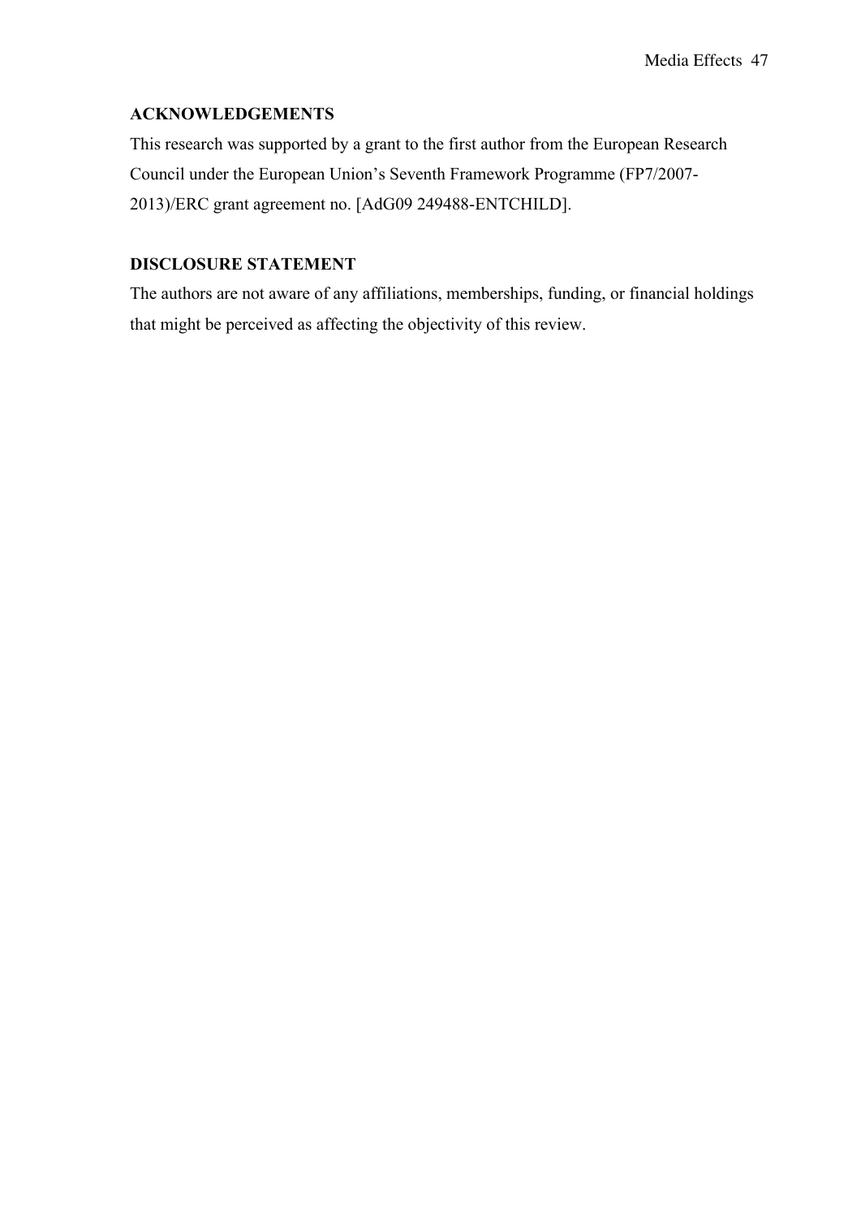## ACKNOWLEDGEMENTS

This research was supported by a grant to the first author from the European Research Council under the European Union's Seventh Framework Programme (FP7/2007-2013)/ERC grant agreement no. [AdG09 249488-ENTCHILD].

## DISCLOSURE STATEMENT

The authors are not aware of any affiliations, memberships, funding, or financial holdings that might be perceived as affecting the objectivity of this review.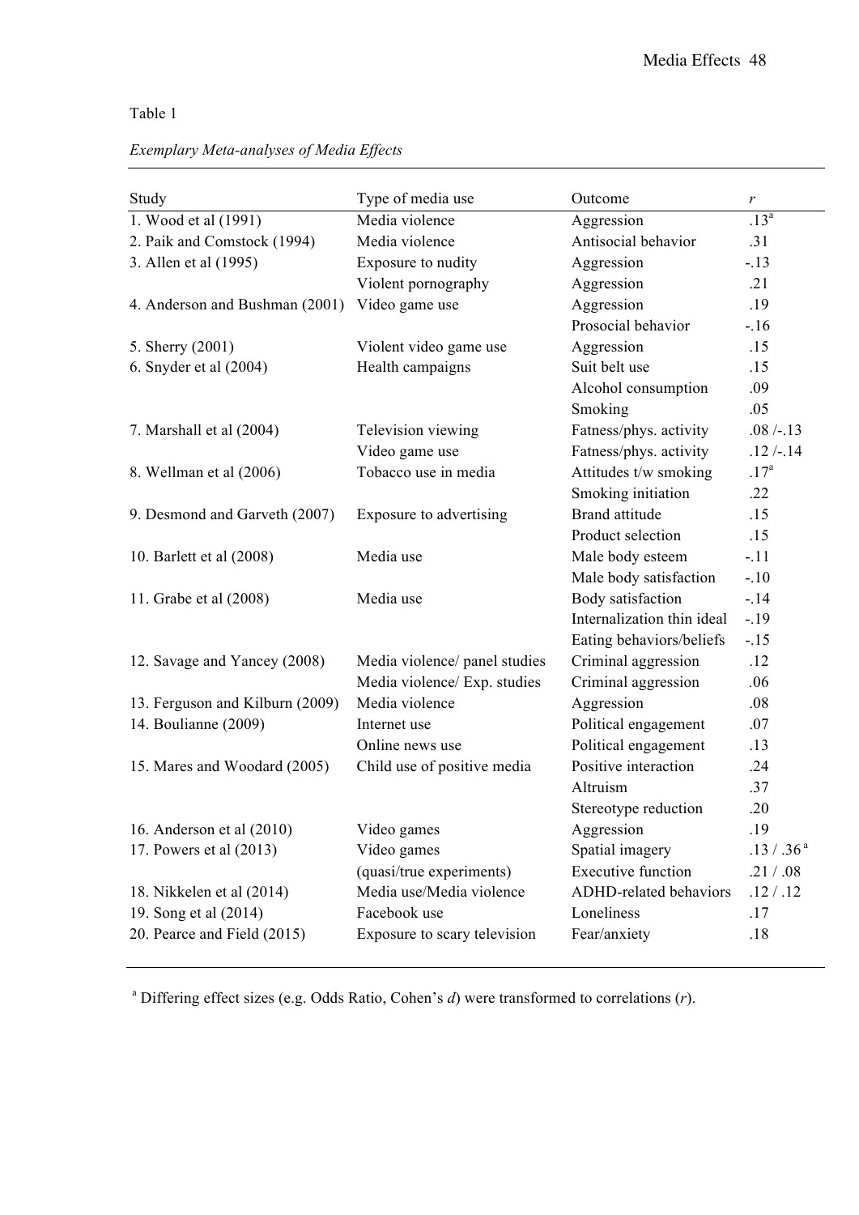Table 1

*Exemplary Meta-analyses of Media Effects*

| Study | Type of media use | Outcome | *r* |
|---|---|---|---|
| 1. Wood et al (1991) | Media violence | Aggression | .13[a] |
| 2. Paik and Comstock (1994) | Media violence | Antisocial behavior | .31 |
| 3. Allen et al (1995) | Exposure to nudity | Aggression | -.13 |
| | Violent pornography | Aggression | .21 |
| 4. Anderson and Bushman (2001) | Video game use | Aggression | .19 |
| | | Prosocial behavior | -.16 |
| 5. Sherry (2001) | Violent video game use | Aggression | .15 |
| 6. Snyder et al (2004) | Health campaigns | Suit belt use | .15 |
| | | Alcohol consumption | .09 |
| | | Smoking | .05 |
| 7. Marshall et al (2004) | Television viewing | Fatness/phys. activity | .08 /-.13 |
| | Video game use | Fatness/phys. activity | .12 /-.14 |
| 8. Wellman et al (2006) | Tobacco use in media | Attitudes t/w smoking | .17[a] |
| | | Smoking initiation | .22 |
| 9. Desmond and Garveth (2007) | Exposure to advertising | Brand attitude | .15 |
| | | Product selection | .15 |
| 10. Barlett et al (2008) | Media use | Male body esteem | -.11 |
| | | Male body satisfaction | -.10 |
| 11. Grabe et al (2008) | Media use | Body satisfaction | -.14 |
| | | Internalization thin ideal | -.19 |
| | | Eating behaviors/beliefs | -.15 |
| 12. Savage and Yancey (2008) | Media violence/ panel studies | Criminal aggression | .12 |
| | Media violence/ Exp. studies | Criminal aggression | .06 |
| 13. Ferguson and Kilburn (2009) | Media violence | Aggression | .08 |
| 14. Boulianne (2009) | Internet use | Political engagement | .07 |
| | Online news use | Political engagement | .13 |
| 15. Mares and Woodard (2005) | Child use of positive media | Positive interaction | .24 |
| | | Altruism | .37 |
| | | Stereotype reduction | .20 |
| 16. Anderson et al (2010) | Video games | Aggression | .19 |
| 17. Powers et al (2013) | Video games | Spatial imagery | .13 / .36[a] |
| | (quasi/true experiments) | Executive function | .21 / .08 |
| 18. Nikkelen et al (2014) | Media use/Media violence | ADHD-related behaviors | .12 / .12 |
| 19. Song et al (2014) | Facebook use | Loneliness | .17 |
| 20. Pearce and Field (2015) | Exposure to scary television | Fear/anxiety | .18 |

[a] Differing effect sizes (e.g. Odds Ratio, Cohen's *d*) were transformed to correlations (*r*).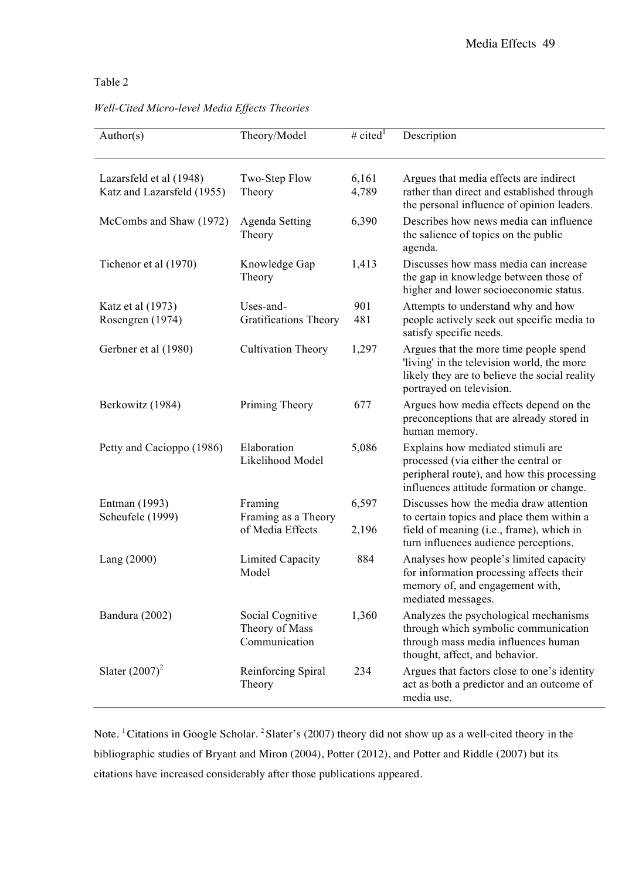Table 2

*Well-Cited Micro-level Media Effects Theories*

| Author(s) | Theory/Model | # cited[1] | Description |
|---|---|---|---|
| Lazarsfeld et al (1948)<br>Katz and Lazarsfeld (1955) | Two-Step Flow Theory | 6,161<br>4,789 | Argues that media effects are indirect rather than direct and established through the personal influence of opinion leaders. |
| McCombs and Shaw (1972) | Agenda Setting Theory | 6,390 | Describes how news media can influence the salience of topics on the public agenda. |
| Tichenor et al (1970) | Knowledge Gap Theory | 1,413 | Discusses how mass media can increase the gap in knowledge between those of higher and lower socioeconomic status. |
| Katz et al (1973)<br>Rosengren (1974) | Uses-and-Gratifications Theory | 901<br>481 | Attempts to understand why and how people actively seek out specific media to satisfy specific needs. |
| Gerbner et al (1980) | Cultivation Theory | 1,297 | Argues that the more time people spend 'living' in the television world, the more likely they are to believe the social reality portrayed on television. |
| Berkowitz (1984) | Priming Theory | 677 | Argues how media effects depend on the preconceptions that are already stored in human memory. |
| Petty and Cacioppo (1986) | Elaboration Likelihood Model | 5,086 | Explains how mediated stimuli are processed (via either the central or peripheral route), and how this processing influences attitude formation or change. |
| Entman (1993)<br>Scheufele (1999) | Framing<br>Framing as a Theory of Media Effects | 6,597<br>2,196 | Discusses how the media draw attention to certain topics and place them within a field of meaning (i.e., frame), which in turn influences audience perceptions. |
| Lang (2000) | Limited Capacity Model | 884 | Analyses how people's limited capacity for information processing affects their memory of, and engagement with, mediated messages. |
| Bandura (2002) | Social Cognitive Theory of Mass Communication | 1,360 | Analyzes the psychological mechanisms through which symbolic communication through mass media influences human thought, affect, and behavior. |
| Slater (2007)[2] | Reinforcing Spiral Theory | 234 | Argues that factors close to one's identity act as both a predictor and an outcome of media use. |

Note. [1] Citations in Google Scholar. [2] Slater's (2007) theory did not show up as a well-cited theory in the bibliographic studies of Bryant and Miron (2004), Potter (2012), and Potter and Riddle (2007) but its citations have increased considerably after those publications appeared.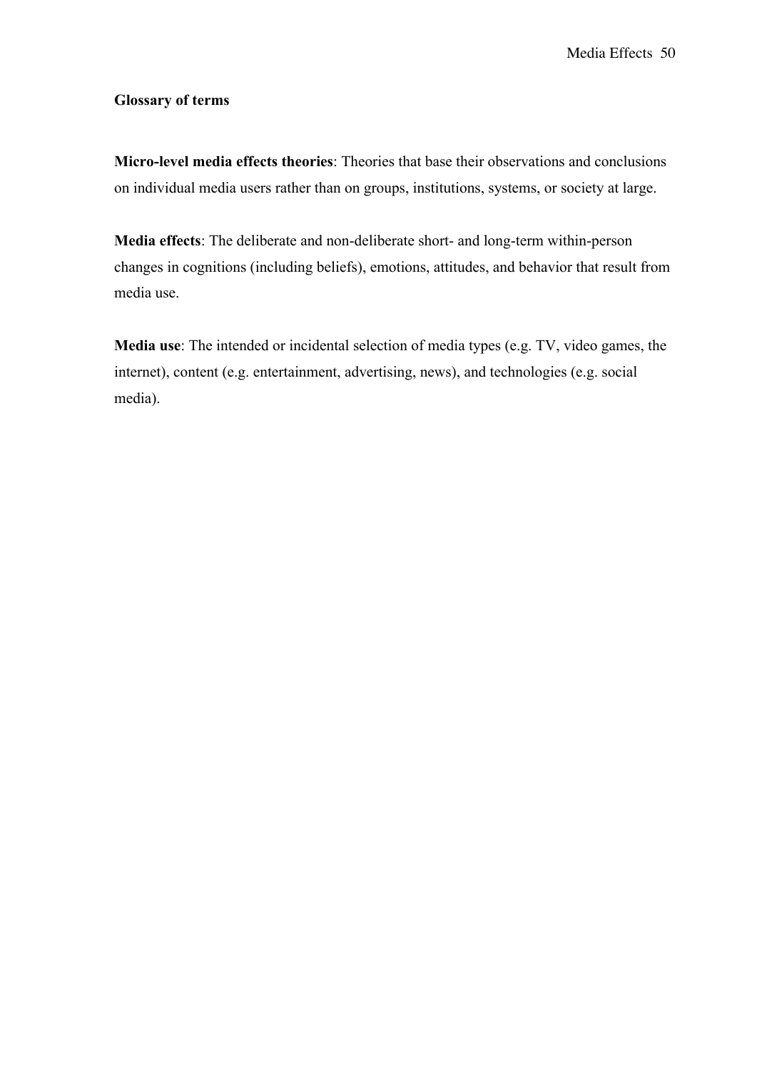**Glossary of terms**

**Micro-level media effects theories**: Theories that base their observations and conclusions on individual media users rather than on groups, institutions, systems, or society at large.

**Media effects**: The deliberate and non-deliberate short- and long-term within-person changes in cognitions (including beliefs), emotions, attitudes, and behavior that result from media use.

**Media use**: The intended or incidental selection of media types (e.g. TV, video games, the internet), content (e.g. entertainment, advertising, news), and technologies (e.g. social media).